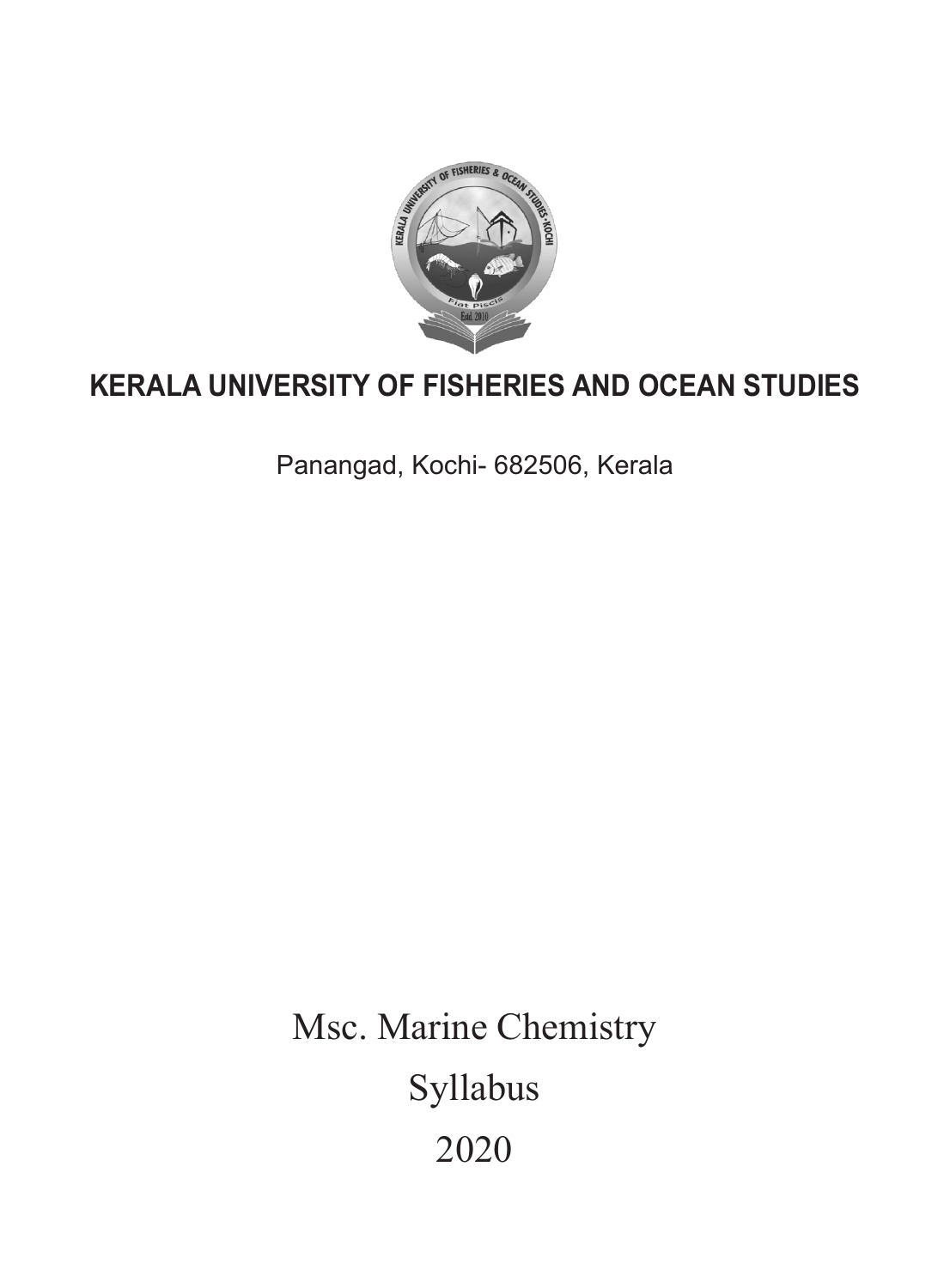# KERALA UNIVERSITY OF FISHERIES AND OCEAN STUDIES

Panangad, Kochi- 682506, Kerala

Msc. Marine Chemistry

Syllabus

2020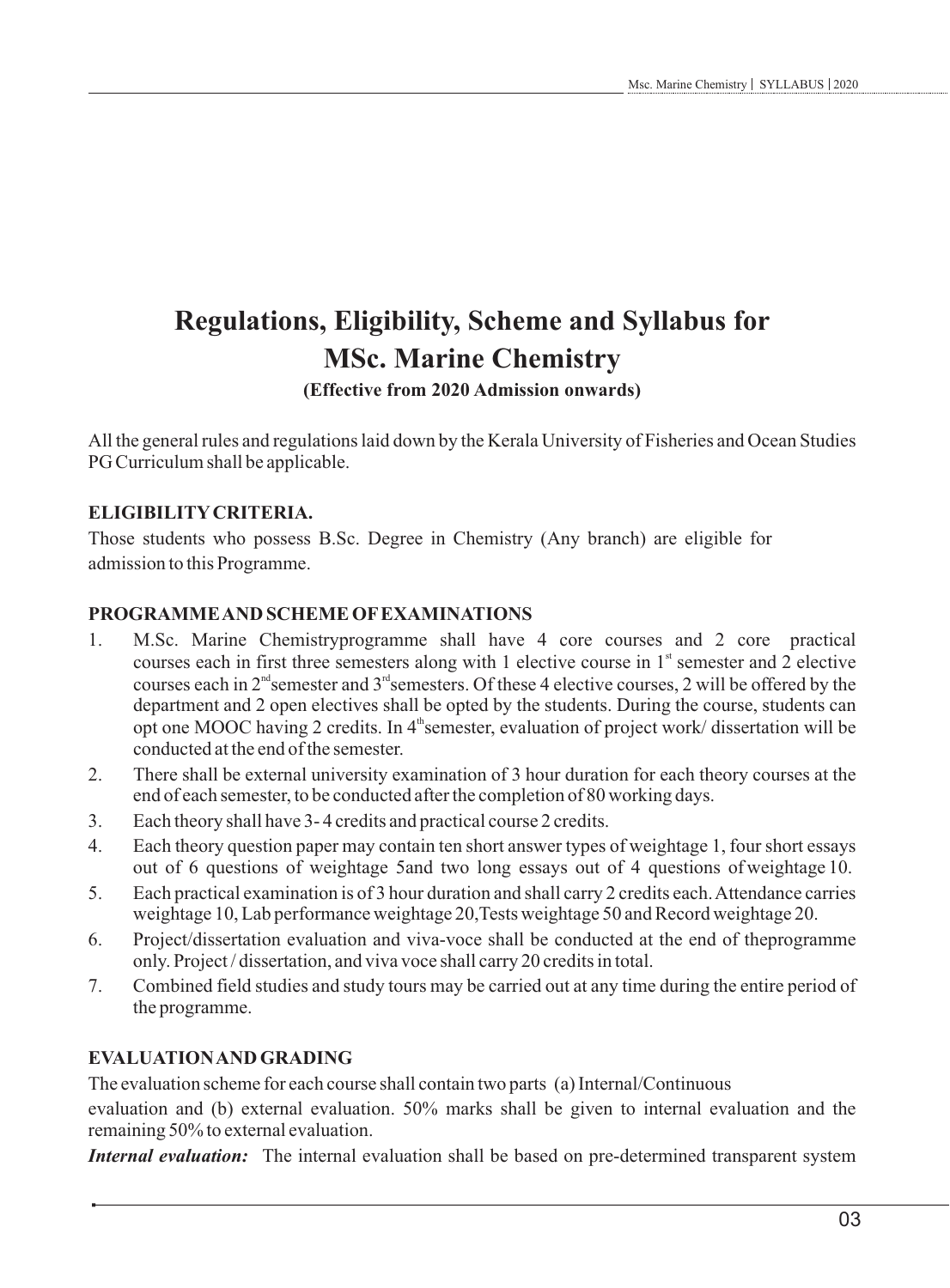# Regulations, Eligibility, Scheme and Syllabus for MSc. Marine Chemistry

**(Effective from 2020 Admission onwards)**

All the general rules and regulations laid down by the Kerala University of Fisheries and Ocean Studies PG Curriculum shall be applicable.

**ELIGIBILITY CRITERIA.**

Those students who possess B.Sc. Degree in Chemistry (Any branch) are eligible for admission to this Programme.

**PROGRAMME AND SCHEME OF EXAMINATIONS**

1. M.Sc. Marine Chemistryprogramme shall have 4 core courses and 2 core practical courses each in first three semesters along with 1 elective course in 1st semester and 2 elective courses each in 2nd semester and 3rd semesters. Of these 4 elective courses, 2 will be offered by the department and 2 open electives shall be opted by the students. During the course, students can opt one MOOC having 2 credits. In 4th semester, evaluation of project work/ dissertation will be conducted at the end of the semester.
2. There shall be external university examination of 3 hour duration for each theory courses at the end of each semester, to be conducted after the completion of 80 working days.
3. Each theory shall have 3- 4 credits and practical course 2 credits.
4. Each theory question paper may contain ten short answer types of weightage 1, four short essays out of 6 questions of weightage 5and two long essays out of 4 questions of weightage 10.
5. Each practical examination is of 3 hour duration and shall carry 2 credits each. Attendance carries weightage 10, Lab performance weightage 20,Tests weightage 50 and Record weightage 20.
6. Project/dissertation evaluation and viva-voce shall be conducted at the end of theprogramme only. Project / dissertation, and viva voce shall carry 20 credits in total.
7. Combined field studies and study tours may be carried out at any time during the entire period of the programme.

**EVALUATION AND GRADING**

The evaluation scheme for each course shall contain two parts (a) Internal/Continuous evaluation and (b) external evaluation. 50% marks shall be given to internal evaluation and the remaining 50% to external evaluation.

***Internal evaluation:*** The internal evaluation shall be based on pre-determined transparent system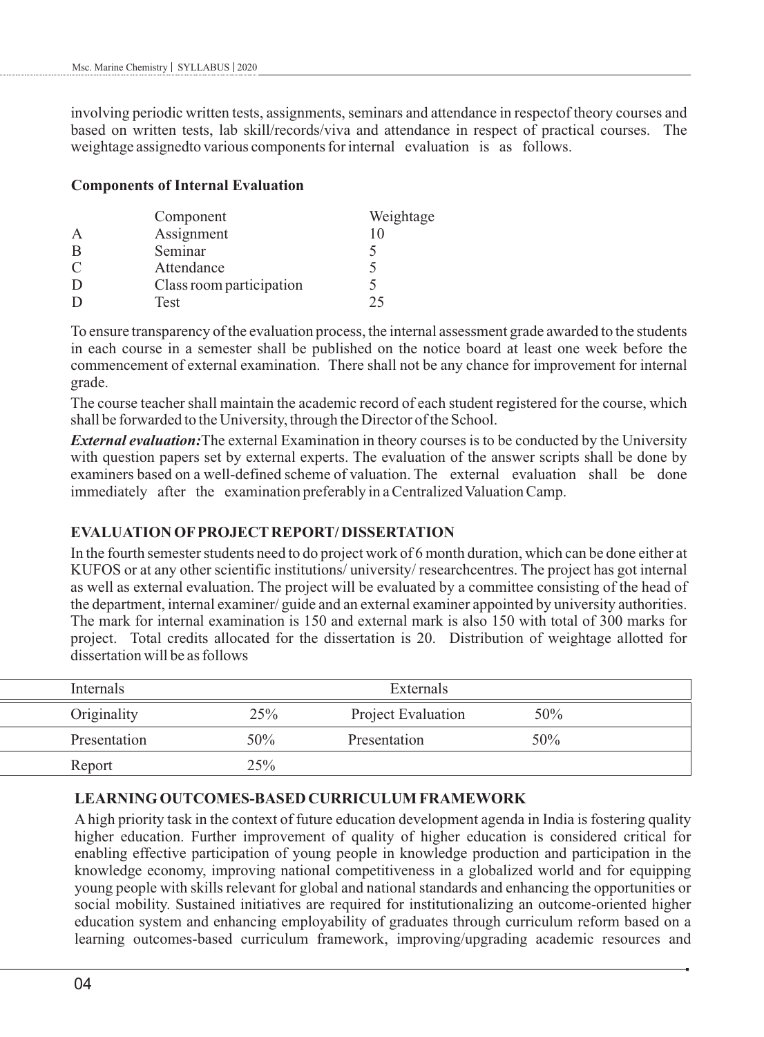involving periodic written tests, assignments, seminars and attendance in respectof theory courses and based on written tests, lab skill/records/viva and attendance in respect of practical courses. The weightage assignedto various components for internal evaluation is as follows.

**Components of Internal Evaluation**

| | Component | Weightage |
|---|---|---|
| A | Assignment | 10 |
| B | Seminar | 5 |
| C | Attendance | 5 |
| D | Class room participation | 5 |
| D | Test | 25 |

To ensure transparency of the evaluation process, the internal assessment grade awarded to the students in each course in a semester shall be published on the notice board at least one week before the commencement of external examination. There shall not be any chance for improvement for internal grade.

The course teacher shall maintain the academic record of each student registered for the course, which shall be forwarded to the University, through the Director of the School.

***External evaluation:*** The external Examination in theory courses is to be conducted by the University with question papers set by external experts. The evaluation of the answer scripts shall be done by examiners based on a well-defined scheme of valuation. The external evaluation shall be done immediately after the examination preferably in a Centralized Valuation Camp.

**EVALUATION OF PROJECT REPORT/ DISSERTATION**

In the fourth semester students need to do project work of 6 month duration, which can be done either at KUFOS or at any other scientific institutions/ university/ researchcentres. The project has got internal as well as external evaluation. The project will be evaluated by a committee consisting of the head of the department, internal examiner/ guide and an external examiner appointed by university authorities. The mark for internal examination is 150 and external mark is also 150 with total of 300 marks for project. Total credits allocated for the dissertation is 20. Distribution of weightage allotted for dissertation will be as follows

| Internals | | Externals | |
|---|---|---|---|
| Originality | 25% | Project Evaluation | 50% |
| Presentation | 50% | Presentation | 50% |
| Report | 25% | | |

**LEARNING OUTCOMES-BASED CURRICULUM FRAMEWORK**

A high priority task in the context of future education development agenda in India is fostering quality higher education. Further improvement of quality of higher education is considered critical for enabling effective participation of young people in knowledge production and participation in the knowledge economy, improving national competitiveness in a globalized world and for equipping young people with skills relevant for global and national standards and enhancing the opportunities or social mobility. Sustained initiatives are required for institutionalizing an outcome-oriented higher education system and enhancing employability of graduates through curriculum reform based on a learning outcomes-based curriculum framework, improving/upgrading academic resources and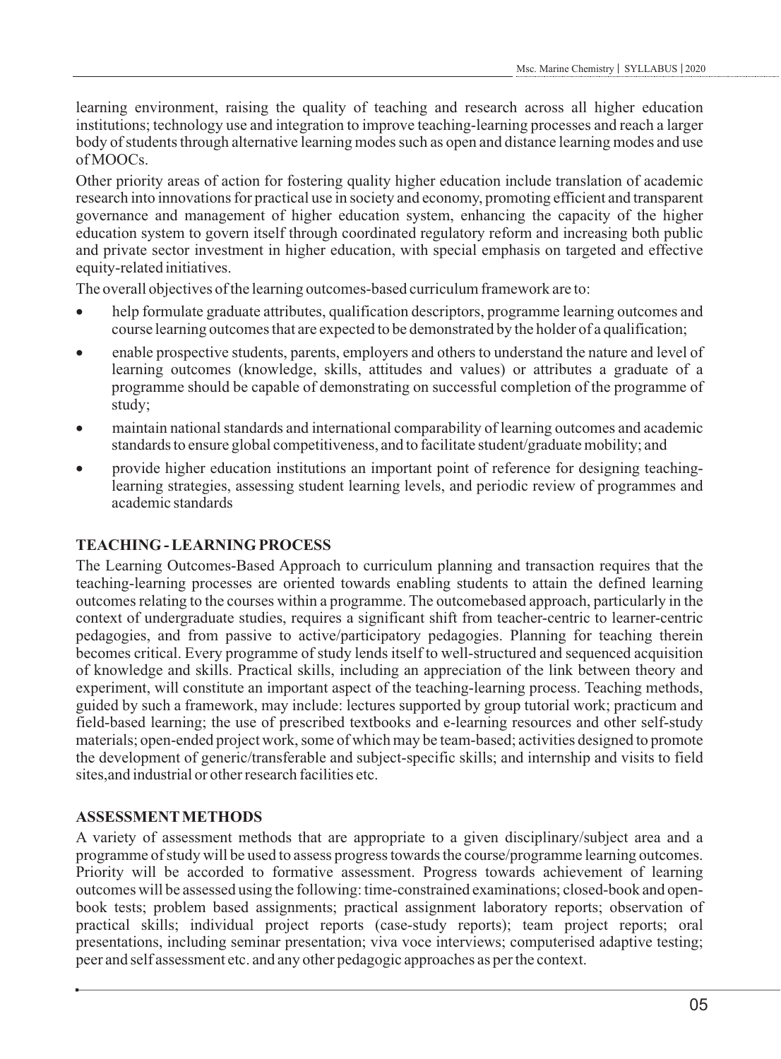learning environment, raising the quality of teaching and research across all higher education institutions; technology use and integration to improve teaching-learning processes and reach a larger body of students through alternative learning modes such as open and distance learning modes and use of MOOCs.

Other priority areas of action for fostering quality higher education include translation of academic research into innovations for practical use in society and economy, promoting efficient and transparent governance and management of higher education system, enhancing the capacity of the higher education system to govern itself through coordinated regulatory reform and increasing both public and private sector investment in higher education, with special emphasis on targeted and effective equity-related initiatives.

The overall objectives of the learning outcomes-based curriculum framework are to:

- help formulate graduate attributes, qualification descriptors, programme learning outcomes and course learning outcomes that are expected to be demonstrated by the holder of a qualification;
- enable prospective students, parents, employers and others to understand the nature and level of learning outcomes (knowledge, skills, attitudes and values) or attributes a graduate of a programme should be capable of demonstrating on successful completion of the programme of study;
- maintain national standards and international comparability of learning outcomes and academic standards to ensure global competitiveness, and to facilitate student/graduate mobility; and
- provide higher education institutions an important point of reference for designing teaching-learning strategies, assessing student learning levels, and periodic review of programmes and academic standards

## TEACHING - LEARNING PROCESS

The Learning Outcomes-Based Approach to curriculum planning and transaction requires that the teaching-learning processes are oriented towards enabling students to attain the defined learning outcomes relating to the courses within a programme. The outcomebased approach, particularly in the context of undergraduate studies, requires a significant shift from teacher-centric to learner-centric pedagogies, and from passive to active/participatory pedagogies. Planning for teaching therein becomes critical. Every programme of study lends itself to well-structured and sequenced acquisition of knowledge and skills. Practical skills, including an appreciation of the link between theory and experiment, will constitute an important aspect of the teaching-learning process. Teaching methods, guided by such a framework, may include: lectures supported by group tutorial work; practicum and field-based learning; the use of prescribed textbooks and e-learning resources and other self-study materials; open-ended project work, some of which may be team-based; activities designed to promote the development of generic/transferable and subject-specific skills; and internship and visits to field sites,and industrial or other research facilities etc.

## ASSESSMENT METHODS

A variety of assessment methods that are appropriate to a given disciplinary/subject area and a programme of study will be used to assess progress towards the course/programme learning outcomes. Priority will be accorded to formative assessment. Progress towards achievement of learning outcomes will be assessed using the following: time-constrained examinations; closed-book and open-book tests; problem based assignments; practical assignment laboratory reports; observation of practical skills; individual project reports (case-study reports); team project reports; oral presentations, including seminar presentation; viva voce interviews; computerised adaptive testing; peer and self assessment etc. and any other pedagogic approaches as per the context.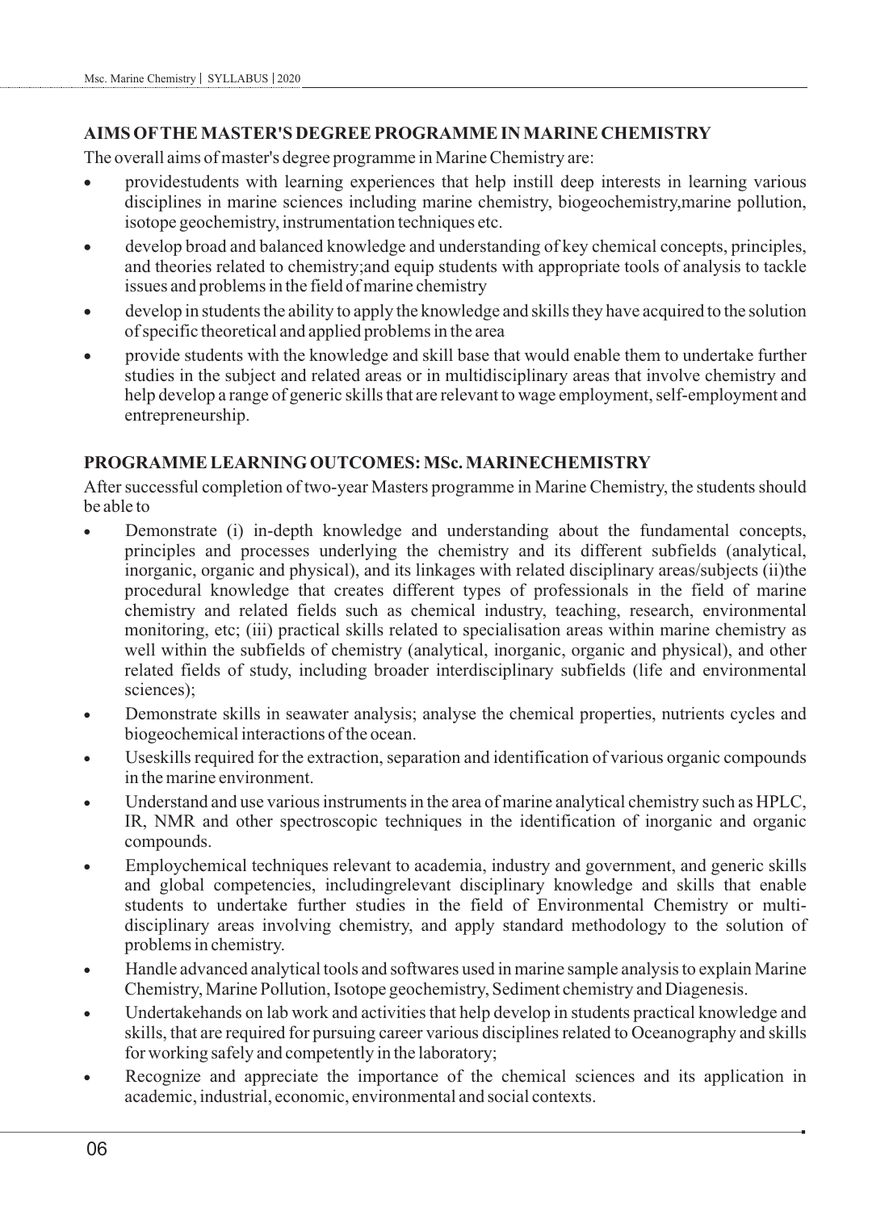## AIMS OF THE MASTER'S DEGREE PROGRAMME IN MARINE CHEMISTRY

The overall aims of master's degree programme in Marine Chemistry are:

- providestudents with learning experiences that help instill deep interests in learning various disciplines in marine sciences including marine chemistry, biogeochemistry,marine pollution, isotope geochemistry, instrumentation techniques etc.
- develop broad and balanced knowledge and understanding of key chemical concepts, principles, and theories related to chemistry;and equip students with appropriate tools of analysis to tackle issues and problems in the field of marine chemistry
- develop in students the ability to apply the knowledge and skills they have acquired to the solution of specific theoretical and applied problems in the area
- provide students with the knowledge and skill base that would enable them to undertake further studies in the subject and related areas or in multidisciplinary areas that involve chemistry and help develop a range of generic skills that are relevant to wage employment, self-employment and entrepreneurship.

## PROGRAMME LEARNING OUTCOMES: MSc. MARINECHEMISTRY

After successful completion of two-year Masters programme in Marine Chemistry, the students should be able to

- Demonstrate (i) in-depth knowledge and understanding about the fundamental concepts, principles and processes underlying the chemistry and its different subfields (analytical, inorganic, organic and physical), and its linkages with related disciplinary areas/subjects (ii)the procedural knowledge that creates different types of professionals in the field of marine chemistry and related fields such as chemical industry, teaching, research, environmental monitoring, etc; (iii) practical skills related to specialisation areas within marine chemistry as well within the subfields of chemistry (analytical, inorganic, organic and physical), and other related fields of study, including broader interdisciplinary subfields (life and environmental sciences);
- Demonstrate skills in seawater analysis; analyse the chemical properties, nutrients cycles and biogeochemical interactions of the ocean.
- Useskills required for the extraction, separation and identification of various organic compounds in the marine environment.
- Understand and use various instruments in the area of marine analytical chemistry such as HPLC, IR, NMR and other spectroscopic techniques in the identification of inorganic and organic compounds.
- Employchemical techniques relevant to academia, industry and government, and generic skills and global competencies, includingrelevant disciplinary knowledge and skills that enable students to undertake further studies in the field of Environmental Chemistry or multi-disciplinary areas involving chemistry, and apply standard methodology to the solution of problems in chemistry.
- Handle advanced analytical tools and softwares used in marine sample analysis to explain Marine Chemistry, Marine Pollution, Isotope geochemistry, Sediment chemistry and Diagenesis.
- Undertakehands on lab work and activities that help develop in students practical knowledge and skills, that are required for pursuing career various disciplines related to Oceanography and skills for working safely and competently in the laboratory;
- Recognize and appreciate the importance of the chemical sciences and its application in academic, industrial, economic, environmental and social contexts.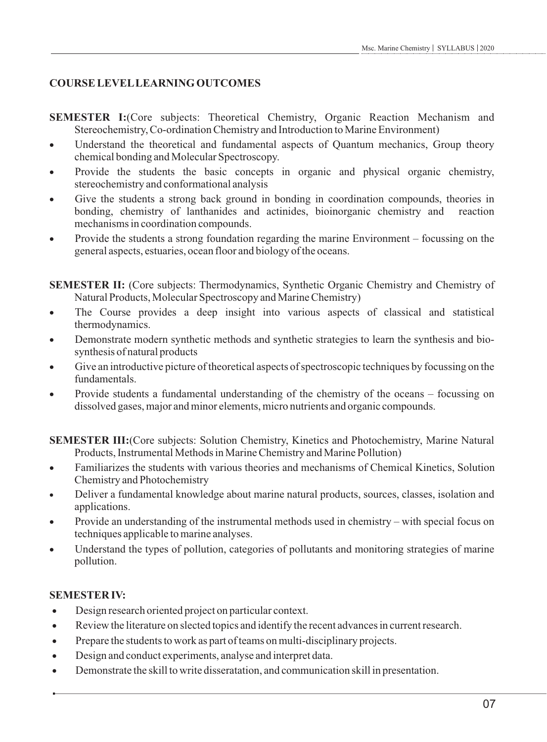## COURSE LEVEL LEARNING OUTCOMES

**SEMESTER I:**(Core subjects: Theoretical Chemistry, Organic Reaction Mechanism and Stereochemistry, Co-ordination Chemistry and Introduction to Marine Environment)

- Understand the theoretical and fundamental aspects of Quantum mechanics, Group theory chemical bonding and Molecular Spectroscopy.
- Provide the students the basic concepts in organic and physical organic chemistry, stereochemistry and conformational analysis
- Give the students a strong back ground in bonding in coordination compounds, theories in bonding, chemistry of lanthanides and actinides, bioinorganic chemistry and reaction mechanisms in coordination compounds.
- Provide the students a strong foundation regarding the marine Environment – focussing on the general aspects, estuaries, ocean floor and biology of the oceans.

**SEMESTER II:** (Core subjects: Thermodynamics, Synthetic Organic Chemistry and Chemistry of Natural Products, Molecular Spectroscopy and Marine Chemistry)

- The Course provides a deep insight into various aspects of classical and statistical thermodynamics.
- Demonstrate modern synthetic methods and synthetic strategies to learn the synthesis and bio-synthesis of natural products
- Give an introductive picture of theoretical aspects of spectroscopic techniques by focussing on the fundamentals.
- Provide students a fundamental understanding of the chemistry of the oceans – focussing on dissolved gases, major and minor elements, micro nutrients and organic compounds.

**SEMESTER III:**(Core subjects: Solution Chemistry, Kinetics and Photochemistry, Marine Natural Products, Instrumental Methods in Marine Chemistry and Marine Pollution)

- Familiarizes the students with various theories and mechanisms of Chemical Kinetics, Solution Chemistry and Photochemistry
- Deliver a fundamental knowledge about marine natural products, sources, classes, isolation and applications.
- Provide an understanding of the instrumental methods used in chemistry – with special focus on techniques applicable to marine analyses.
- Understand the types of pollution, categories of pollutants and monitoring strategies of marine pollution.

**SEMESTER IV:**

- Design research oriented project on particular context.
- Review the literature on slected topics and identify the recent advances in current research.
- Prepare the students to work as part of teams on multi-disciplinary projects.
- Design and conduct experiments, analyse and interpret data.
- Demonstrate the skill to write disseratation, and communication skill in presentation.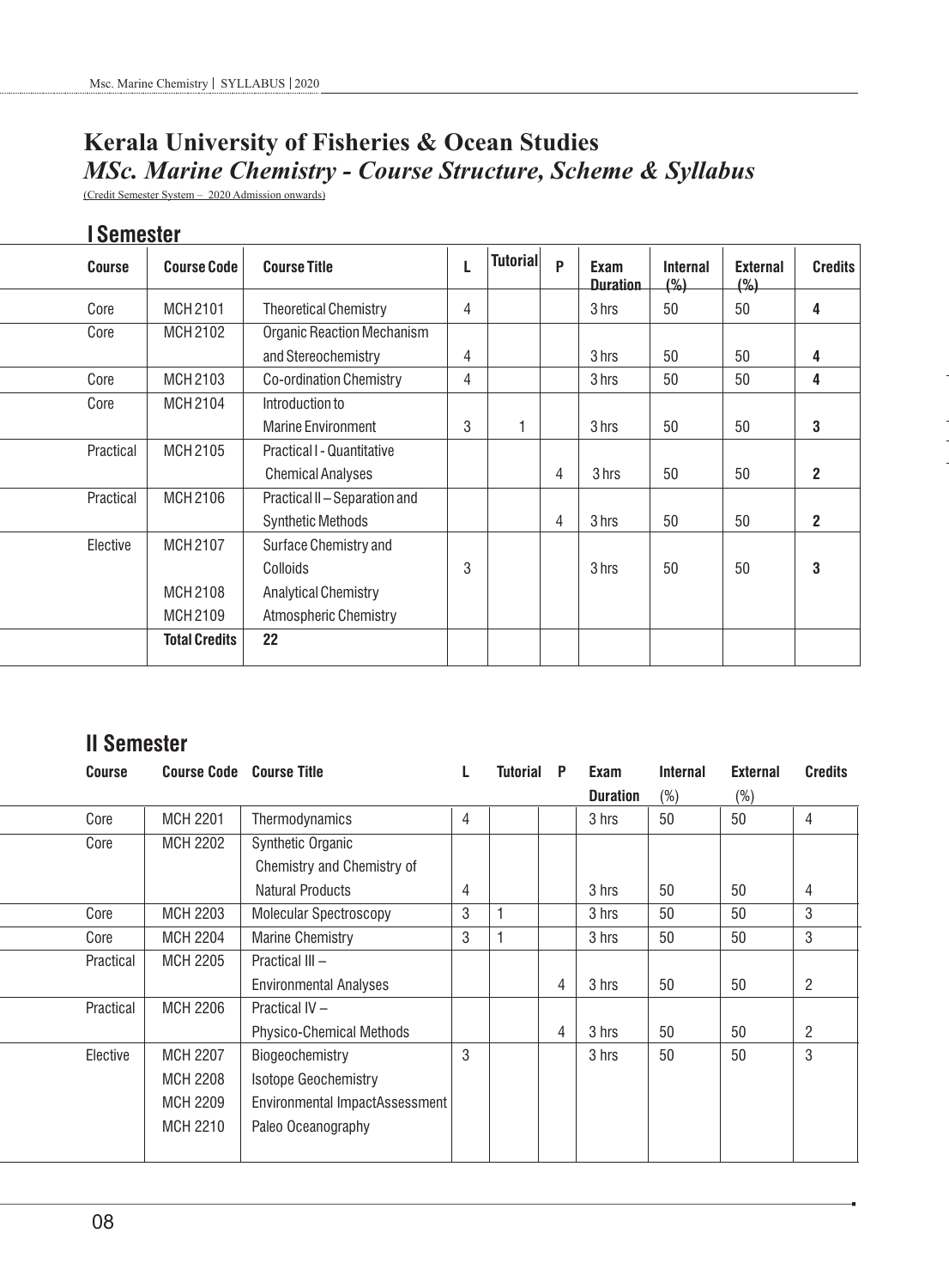# Kerala University of Fisheries & Ocean Studies

## *MSc. Marine Chemistry - Course Structure, Scheme & Syllabus*

(Credit Semester System – 2020 Admission onwards)

## I Semester

| Course | Course Code | Course Title | L | Tutorial | P | Exam Duration | Internal (%) | External (%) | Credits |
|---|---|---|---|---|---|---|---|---|---|
| Core | MCH 2101 | Theoretical Chemistry | 4 | | | 3 hrs | 50 | 50 | **4** |
| Core | MCH 2102 | Organic Reaction Mechanism and Stereochemistry | 4 | | | 3 hrs | 50 | 50 | **4** |
| Core | MCH 2103 | Co-ordination Chemistry | 4 | | | 3 hrs | 50 | 50 | **4** |
| Core | MCH 2104 | Introduction to Marine Environment | 3 | 1 | | 3 hrs | 50 | 50 | **3** |
| Practical | MCH 2105 | Practical I - Quantitative Chemical Analyses | | | 4 | 3 hrs | 50 | 50 | **2** |
| Practical | MCH 2106 | Practical II – Separation and Synthetic Methods | | | 4 | 3 hrs | 50 | 50 | **2** |
| Elective | MCH 2107 | Surface Chemistry and Colloids | 3 | | | 3 hrs | 50 | 50 | **3** |
| | MCH 2108 | Analytical Chemistry | | | | | | | |
| | MCH 2109 | Atmospheric Chemistry | | | | | | | |
| | **Total Credits** | **22** | | | | | | | |

## II Semester

| Course | Course Code | Course Title | L | Tutorial | P | Exam Duration | Internal (%) | External (%) | Credits |
|---|---|---|---|---|---|---|---|---|---|
| Core | MCH 2201 | Thermodynamics | 4 | | | 3 hrs | 50 | 50 | 4 |
| Core | MCH 2202 | Synthetic Organic Chemistry and Chemistry of Natural Products | 4 | | | 3 hrs | 50 | 50 | 4 |
| Core | MCH 2203 | Molecular Spectroscopy | 3 | 1 | | 3 hrs | 50 | 50 | 3 |
| Core | MCH 2204 | Marine Chemistry | 3 | 1 | | 3 hrs | 50 | 50 | 3 |
| Practical | MCH 2205 | Practical III – Environmental Analyses | | | 4 | 3 hrs | 50 | 50 | 2 |
| Practical | MCH 2206 | Practical IV – Physico-Chemical Methods | | | 4 | 3 hrs | 50 | 50 | 2 |
| Elective | MCH 2207 | Biogeochemistry | 3 | | | 3 hrs | 50 | 50 | 3 |
| | MCH 2208 | Isotope Geochemistry | | | | | | | |
| | MCH 2209 | Environmental ImpactAssessment | | | | | | | |
| | MCH 2210 | Paleo Oceanography | | | | | | | |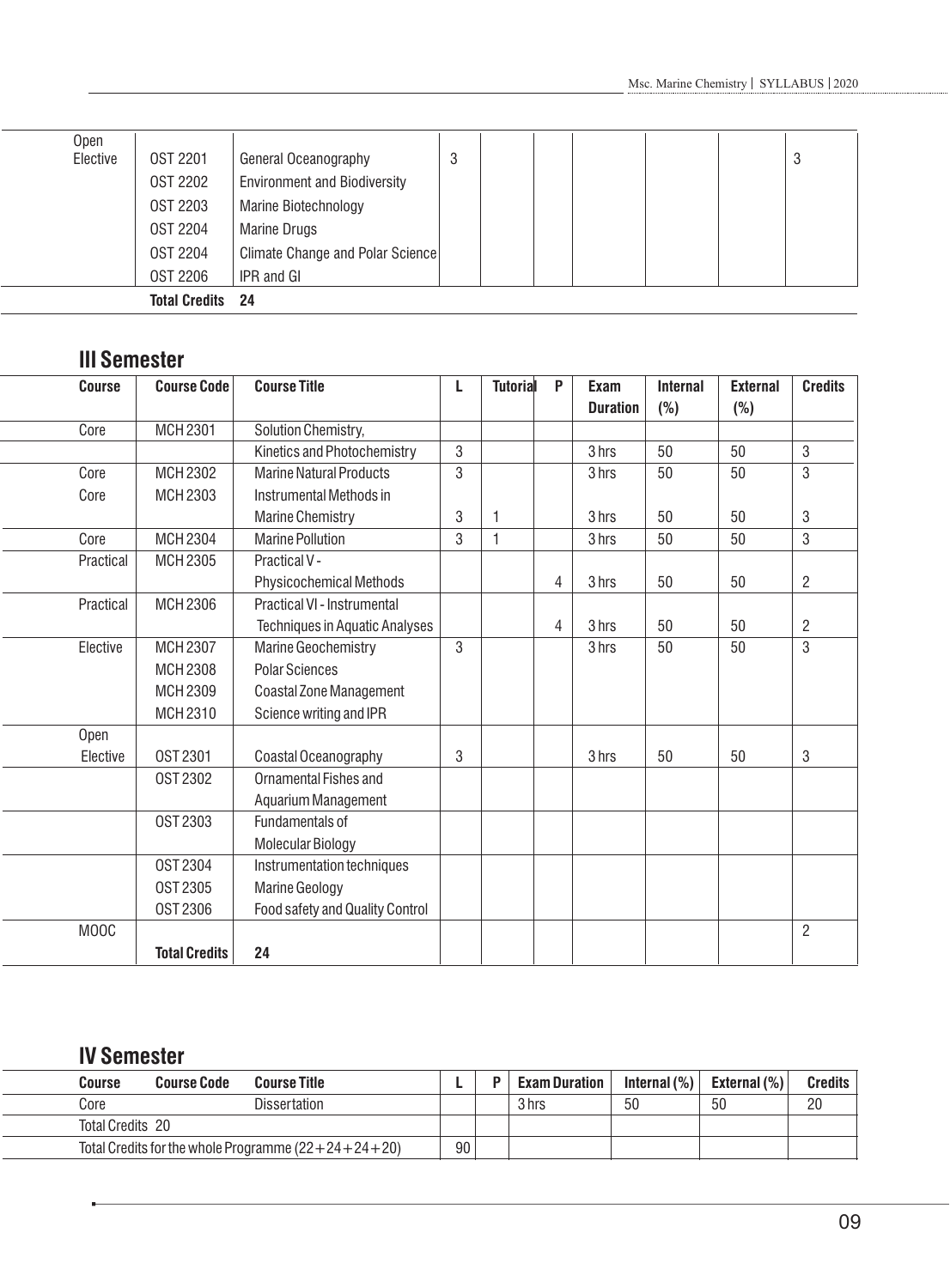| | | | | | | | | | |
|---|---|---|---|---|---|---|---|---|---|
| Open Elective | OST 2201 | General Oceanography | 3 | | | | | | 3 |
| | OST 2202 | Environment and Biodiversity | | | | | | | |
| | OST 2203 | Marine Biotechnology | | | | | | | |
| | OST 2204 | Marine Drugs | | | | | | | |
| | OST 2204 | Climate Change and Polar Science | | | | | | | |
| | OST 2206 | IPR and GI | | | | | | | |
| | **Total Credits** | **24** | | | | | | | |

## III Semester

| Course | Course Code | Course Title | L | Tutorial | P | Exam Duration | Internal (%) | External (%) | Credits |
|---|---|---|---|---|---|---|---|---|---|
| Core | MCH 2301 | Solution Chemistry, Kinetics and Photochemistry | 3 | | | 3 hrs | 50 | 50 | 3 |
| Core | MCH 2302 | Marine Natural Products | 3 | | | 3 hrs | 50 | 50 | 3 |
| Core | MCH 2303 | Instrumental Methods in Marine Chemistry | 3 | 1 | | 3 hrs | 50 | 50 | 3 |
| Core | MCH 2304 | Marine Pollution | 3 | 1 | | 3 hrs | 50 | 50 | 3 |
| Practical | MCH 2305 | Practical V - Physicochemical Methods | | | 4 | 3 hrs | 50 | 50 | 2 |
| Practical | MCH 2306 | Practical VI - Instrumental Techniques in Aquatic Analyses | | | 4 | 3 hrs | 50 | 50 | 2 |
| Elective | MCH 2307 | Marine Geochemistry | 3 | | | 3 hrs | 50 | 50 | 3 |
| | MCH 2308 | Polar Sciences | | | | | | | |
| | MCH 2309 | Coastal Zone Management | | | | | | | |
| | MCH 2310 | Science writing and IPR | | | | | | | |
| Open Elective | OST 2301 | Coastal Oceanography | 3 | | | 3 hrs | 50 | 50 | 3 |
| | OST 2302 | Ornamental Fishes and Aquarium Management | | | | | | | |
| | OST 2303 | Fundamentals of Molecular Biology | | | | | | | |
| | OST 2304 | Instrumentation techniques | | | | | | | |
| | OST 2305 | Marine Geology | | | | | | | |
| | OST 2306 | Food safety and Quality Control | | | | | | | |
| MOOC | | | | | | | | | 2 |
| | **Total Credits** | **24** | | | | | | | |

## IV Semester

| Course | Course Code | Course Title | L | P | Exam Duration | Internal (%) | External (%) | Credits |
|---|---|---|---|---|---|---|---|---|
| Core | | Dissertation | | | 3 hrs | 50 | 50 | 20 |
| Total Credits 20 | | | | | | | | |
| Total Credits for the whole Programme (22+24+24+20) | | | 90 | | | | | |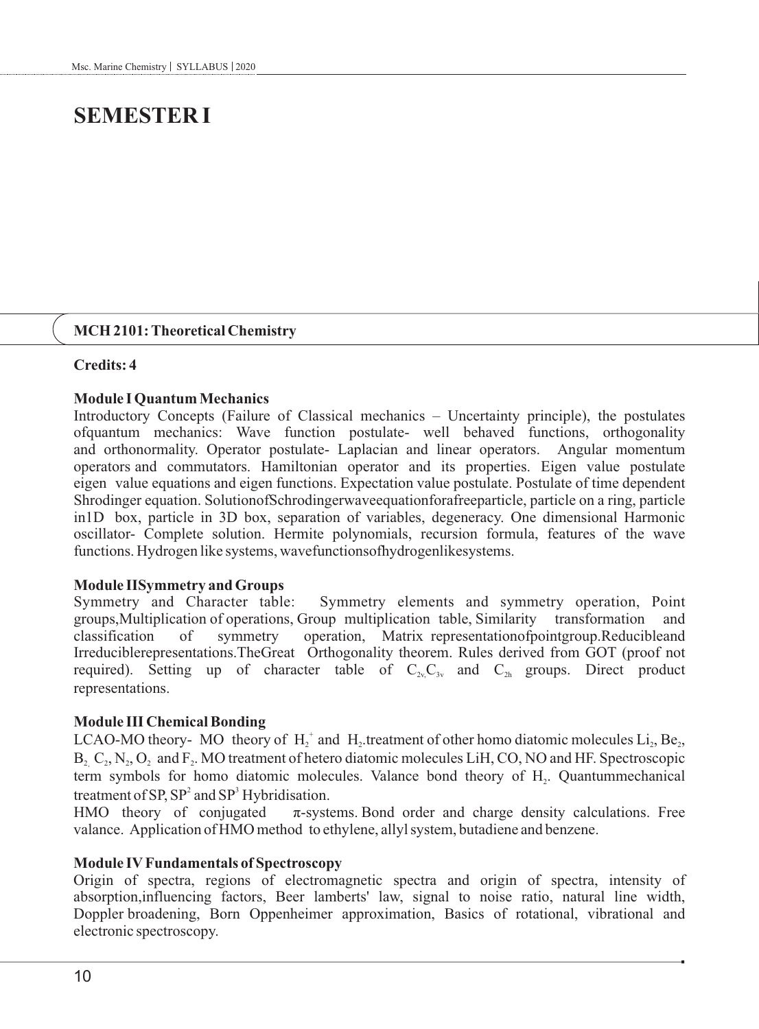# SEMESTER I

## MCH 2101: Theoretical Chemistry

**Credits: 4**

**Module I Quantum Mechanics**

Introductory Concepts (Failure of Classical mechanics – Uncertainty principle), the postulates ofquantum mechanics: Wave function postulate- well behaved functions, orthogonality and orthonormality. Operator postulate- Laplacian and linear operators. Angular momentum operators and commutators. Hamiltonian operator and its properties. Eigen value postulate eigen value equations and eigen functions. Expectation value postulate. Postulate of time dependent Shrodinger equation. SolutionofSchrodingerwaveequationforafreeparticle, particle on a ring, particle in1D box, particle in 3D box, separation of variables, degeneracy. One dimensional Harmonic oscillator- Complete solution. Hermite polynomials, recursion formula, features of the wave functions. Hydrogen like systems, wavefunctionsofhydrogenlikesystems.

**Module IISymmetry and Groups**

Symmetry and Character table: Symmetry elements and symmetry operation, Point groups,Multiplication of operations, Group multiplication table, Similarity transformation and classification of symmetry operation, Matrix representationofpointgroup.Reducibleand Irreduciblerepresentations.TheGreat Orthogonality theorem. Rules derived from GOT (proof not required). Setting up of character table of $C_{2v,}C_{3v}$ and $C_{2h}$ groups. Direct product representations.

**Module III Chemical Bonding**

LCAO-MO theory- MO theory of $H_2^+$ and $H_2$.treatment of other homo diatomic molecules $Li_2$, $Be_2$, $B_2$, $C_2$, $N_2$, $O_2$ and $F_2$. MO treatment of hetero diatomic molecules LiH, CO, NO and HF. Spectroscopic term symbols for homo diatomic molecules. Valance bond theory of $H_2$. Quantummechanical treatment of SP, $SP^2$ and $SP^3$ Hybridisation.

HMO theory of conjugated π-systems. Bond order and charge density calculations. Free valance. Application of HMO method to ethylene, allyl system, butadiene and benzene.

**Module IV Fundamentals of Spectroscopy**

Origin of spectra, regions of electromagnetic spectra and origin of spectra, intensity of absorption,influencing factors, Beer lamberts' law, signal to noise ratio, natural line width, Doppler broadening, Born Oppenheimer approximation, Basics of rotational, vibrational and electronic spectroscopy.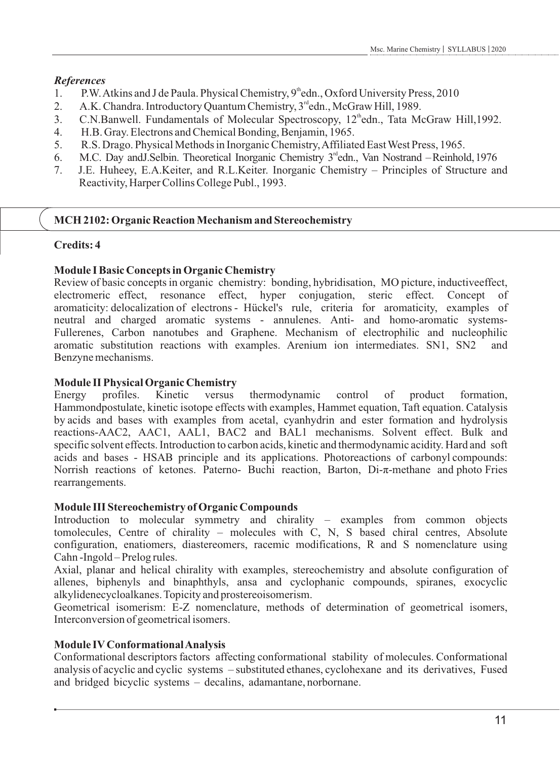*References*

1. P.W. Atkins and J de Paula. Physical Chemistry, 9th edn., Oxford University Press, 2010
2. A.K. Chandra. Introductory Quantum Chemistry, 3rd edn., McGraw Hill, 1989.
3. C.N.Banwell. Fundamentals of Molecular Spectroscopy, 12th edn., Tata McGraw Hill,1992.
4. H.B. Gray. Electrons and Chemical Bonding, Benjamin, 1965.
5. R.S. Drago. Physical Methods in Inorganic Chemistry, Affiliated East West Press, 1965.
6. M.C. Day andJ.Selbin. Theoretical Inorganic Chemistry 3rd edn., Van Nostrand – Reinhold, 1976
7. J.E. Huheey, E.A.Keiter, and R.L.Keiter. Inorganic Chemistry – Principles of Structure and Reactivity, Harper Collins College Publ., 1993.

## MCH 2102: Organic Reaction Mechanism and Stereochemistry

**Credits: 4**

**Module I Basic Concepts in Organic Chemistry**

Review of basic concepts in organic chemistry: bonding, hybridisation, MO picture, inductiveeffect, electromeric effect, resonance effect, hyper conjugation, steric effect. Concept of aromaticity: delocalization of electrons - Hückel's rule, criteria for aromaticity, examples of neutral and charged aromatic systems - annulenes. Anti- and homo-aromatic systems- Fullerenes, Carbon nanotubes and Graphene. Mechanism of electrophilic and nucleophilic aromatic substitution reactions with examples. Arenium ion intermediates. SN1, SN2 and Benzyne mechanisms.

**Module II Physical Organic Chemistry**

Energy profiles. Kinetic versus thermodynamic control of product formation, Hammondpostulate, kinetic isotope effects with examples, Hammet equation, Taft equation. Catalysis by acids and bases with examples from acetal, cyanhydrin and ester formation and hydrolysis reactions-AAC2, AAC1, AAL1, BAC2 and BAL1 mechanisms. Solvent effect. Bulk and specific solvent effects. Introduction to carbon acids, kinetic and thermodynamic acidity. Hard and soft acids and bases - HSAB principle and its applications. Photoreactions of carbonyl compounds: Norrish reactions of ketones. Paterno- Buchi reaction, Barton, Di-π-methane and photo Fries rearrangements.

**Module III Stereochemistry of Organic Compounds**

Introduction to molecular symmetry and chirality – examples from common objects tomolecules, Centre of chirality – molecules with C, N, S based chiral centres, Absolute configuration, enatiomers, diastereomers, racemic modifications, R and S nomenclature using Cahn -Ingold – Prelog rules.

Axial, planar and helical chirality with examples, stereochemistry and absolute configuration of allenes, biphenyls and binaphthyls, ansa and cyclophanic compounds, spiranes, exocyclic alkylidenecycloalkanes. Topicity and prostereoisomerism.

Geometrical isomerism: E-Z nomenclature, methods of determination of geometrical isomers, Interconversion of geometrical isomers.

**Module IV Conformational Analysis**

Conformational descriptors factors affecting conformational stability of molecules. Conformational analysis of acyclic and cyclic systems – substituted ethanes, cyclohexane and its derivatives, Fused and bridged bicyclic systems – decalins, adamantane, norbornane.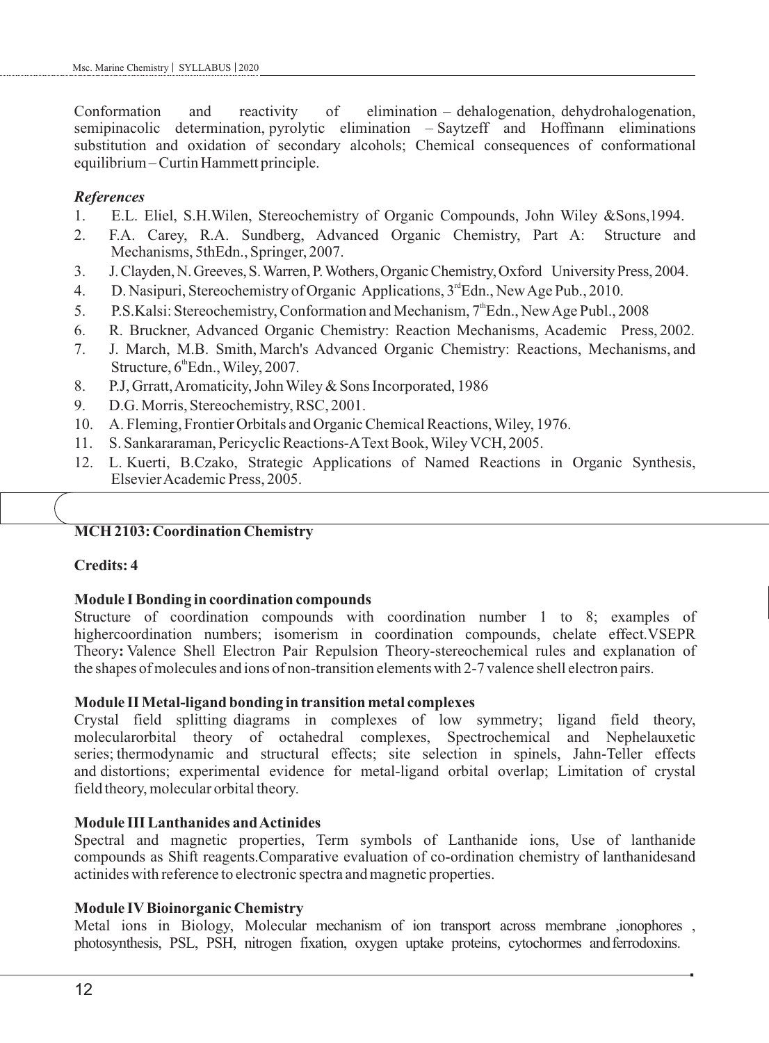Conformation and reactivity of elimination – dehalogenation, dehydrohalogenation, semipinacolic determination, pyrolytic elimination – Saytzeff and Hoffmann eliminations substitution and oxidation of secondary alcohols; Chemical consequences of conformational equilibrium – Curtin Hammett principle.

***References***

1. E.L. Eliel, S.H.Wilen, Stereochemistry of Organic Compounds, John Wiley &Sons,1994.
2. F.A. Carey, R.A. Sundberg, Advanced Organic Chemistry, Part A: Structure and Mechanisms, 5thEdn., Springer, 2007.
3. J. Clayden, N. Greeves, S. Warren, P. Wothers, Organic Chemistry, Oxford University Press, 2004.
4. D. Nasipuri, Stereochemistry of Organic Applications, 3rd Edn., New Age Pub., 2010.
5. P.S.Kalsi: Stereochemistry, Conformation and Mechanism, 7th Edn., New Age Publ., 2008
6. R. Bruckner, Advanced Organic Chemistry: Reaction Mechanisms, Academic Press, 2002.
7. J. March, M.B. Smith, March's Advanced Organic Chemistry: Reactions, Mechanisms, and Structure, 6th Edn., Wiley, 2007.
8. P.J, Grratt, Aromaticity, John Wiley & Sons Incorporated, 1986
9. D.G. Morris, Stereochemistry, RSC, 2001.
10. A. Fleming, Frontier Orbitals and Organic Chemical Reactions, Wiley, 1976.
11. S. Sankararaman, Pericyclic Reactions-A Text Book, Wiley VCH, 2005.
12. L. Kuerti, B.Czako, Strategic Applications of Named Reactions in Organic Synthesis, Elsevier Academic Press, 2005.

## MCH 2103: Coordination Chemistry

**Credits: 4**

**Module I Bonding in coordination compounds**

Structure of coordination compounds with coordination number 1 to 8; examples of highercoordination numbers; isomerism in coordination compounds, chelate effect.VSEPR Theory**:** Valence Shell Electron Pair Repulsion Theory-stereochemical rules and explanation of the shapes of molecules and ions of non-transition elements with 2-7 valence shell electron pairs.

**Module II Metal-ligand bonding in transition metal complexes**

Crystal field splitting diagrams in complexes of low symmetry; ligand field theory, molecularorbital theory of octahedral complexes, Spectrochemical and Nephelauxetic series; thermodynamic and structural effects; site selection in spinels, Jahn-Teller effects and distortions; experimental evidence for metal-ligand orbital overlap; Limitation of crystal field theory, molecular orbital theory.

**Module III Lanthanides and Actinides**

Spectral and magnetic properties, Term symbols of Lanthanide ions, Use of lanthanide compounds as Shift reagents.Comparative evaluation of co-ordination chemistry of lanthanidesand actinides with reference to electronic spectra and magnetic properties.

**Module IV Bioinorganic Chemistry**

Metal ions in Biology, Molecular mechanism of ion transport across membrane ,ionophores , photosynthesis, PSL, PSH, nitrogen fixation, oxygen uptake proteins, cytochormes and ferrodoxins.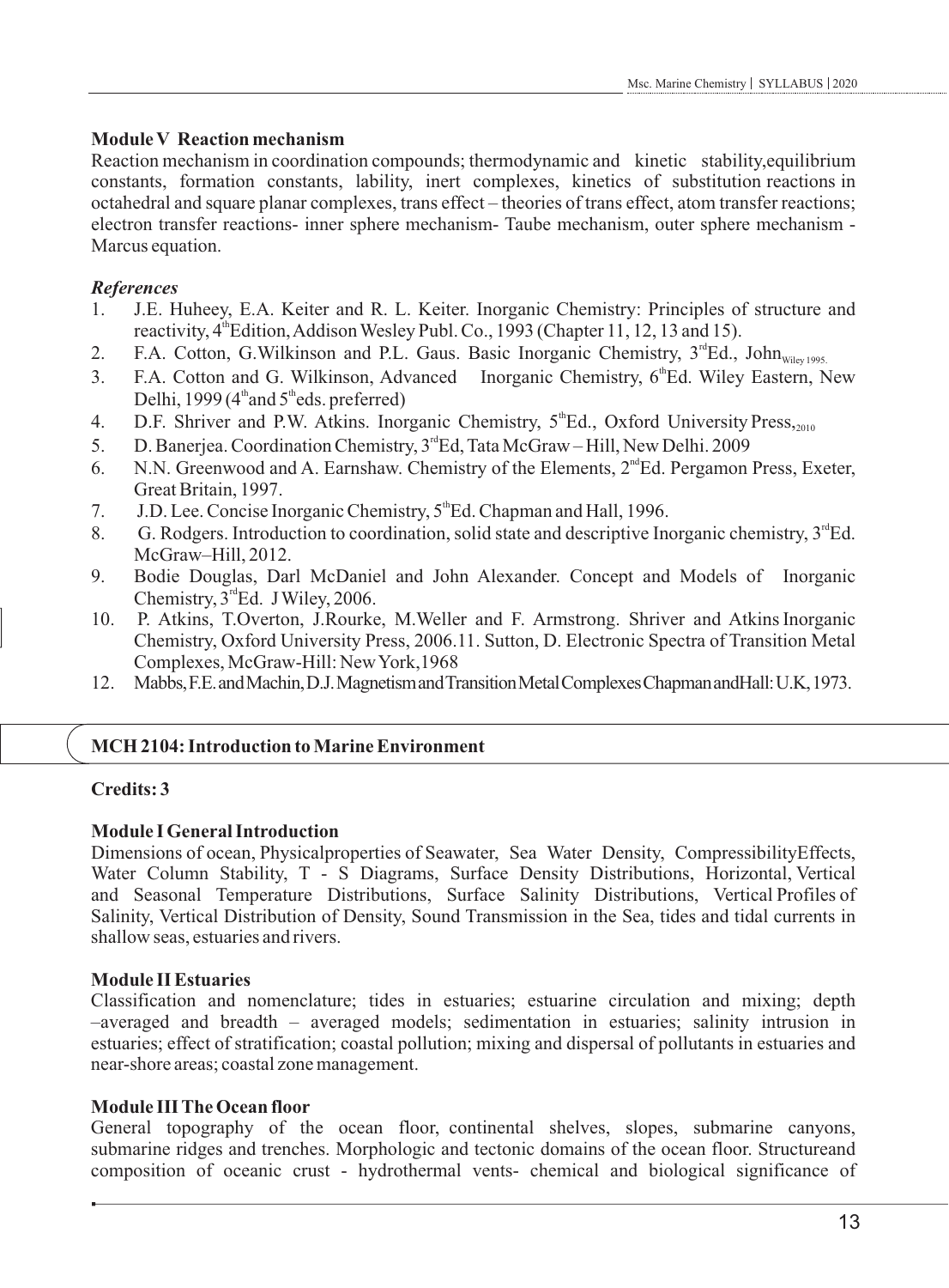**Module V Reaction mechanism**

Reaction mechanism in coordination compounds; thermodynamic and kinetic stability,equilibrium constants, formation constants, lability, inert complexes, kinetics of substitution reactions in octahedral and square planar complexes, trans effect – theories of trans effect, atom transfer reactions; electron transfer reactions- inner sphere mechanism- Taube mechanism, outer sphere mechanism - Marcus equation.

***References***

1. J.E. Huheey, E.A. Keiter and R. L. Keiter. Inorganic Chemistry: Principles of structure and reactivity, 4th Edition, Addison Wesley Publ. Co., 1993 (Chapter 11, 12, 13 and 15).
2. F.A. Cotton, G.Wilkinson and P.L. Gaus. Basic Inorganic Chemistry, 3rd Ed., John Wiley 1995.
3. F.A. Cotton and G. Wilkinson, Advanced Inorganic Chemistry, 6th Ed. Wiley Eastern, New Delhi, 1999 (4th and 5th eds. preferred)
4. D.F. Shriver and P.W. Atkins. Inorganic Chemistry, 5th Ed., Oxford University Press, 2010
5. D. Banerjea. Coordination Chemistry, 3rd Ed, Tata McGraw – Hill, New Delhi. 2009
6. N.N. Greenwood and A. Earnshaw. Chemistry of the Elements, 2nd Ed. Pergamon Press, Exeter, Great Britain, 1997.
7. J.D. Lee. Concise Inorganic Chemistry, 5th Ed. Chapman and Hall, 1996.
8. G. Rodgers. Introduction to coordination, solid state and descriptive Inorganic chemistry, 3rd Ed. McGraw–Hill, 2012.
9. Bodie Douglas, Darl McDaniel and John Alexander. Concept and Models of Inorganic Chemistry, 3rd Ed. J Wiley, 2006.
10. P. Atkins, T.Overton, J.Rourke, M.Weller and F. Armstrong. Shriver and Atkins Inorganic Chemistry, Oxford University Press, 2006.11. Sutton, D. Electronic Spectra of Transition Metal Complexes, McGraw-Hill: New York,1968
12. Mabbs, F.E. and Machin, D.J. Magnetism and Transition Metal Complexes Chapman and Hall: U.K, 1973.

## MCH 2104: Introduction to Marine Environment

**Credits: 3**

**Module I General Introduction**

Dimensions of ocean, Physicalproperties of Seawater, Sea Water Density, CompressibilityEffects, Water Column Stability, T - S Diagrams, Surface Density Distributions, Horizontal, Vertical and Seasonal Temperature Distributions, Surface Salinity Distributions, Vertical Profiles of Salinity, Vertical Distribution of Density, Sound Transmission in the Sea, tides and tidal currents in shallow seas, estuaries and rivers.

**Module II Estuaries**

Classification and nomenclature; tides in estuaries; estuarine circulation and mixing; depth –averaged and breadth – averaged models; sedimentation in estuaries; salinity intrusion in estuaries; effect of stratification; coastal pollution; mixing and dispersal of pollutants in estuaries and near-shore areas; coastal zone management.

**Module III The Ocean floor**

General topography of the ocean floor, continental shelves, slopes, submarine canyons, submarine ridges and trenches. Morphologic and tectonic domains of the ocean floor. Structureand composition of oceanic crust - hydrothermal vents- chemical and biological significance of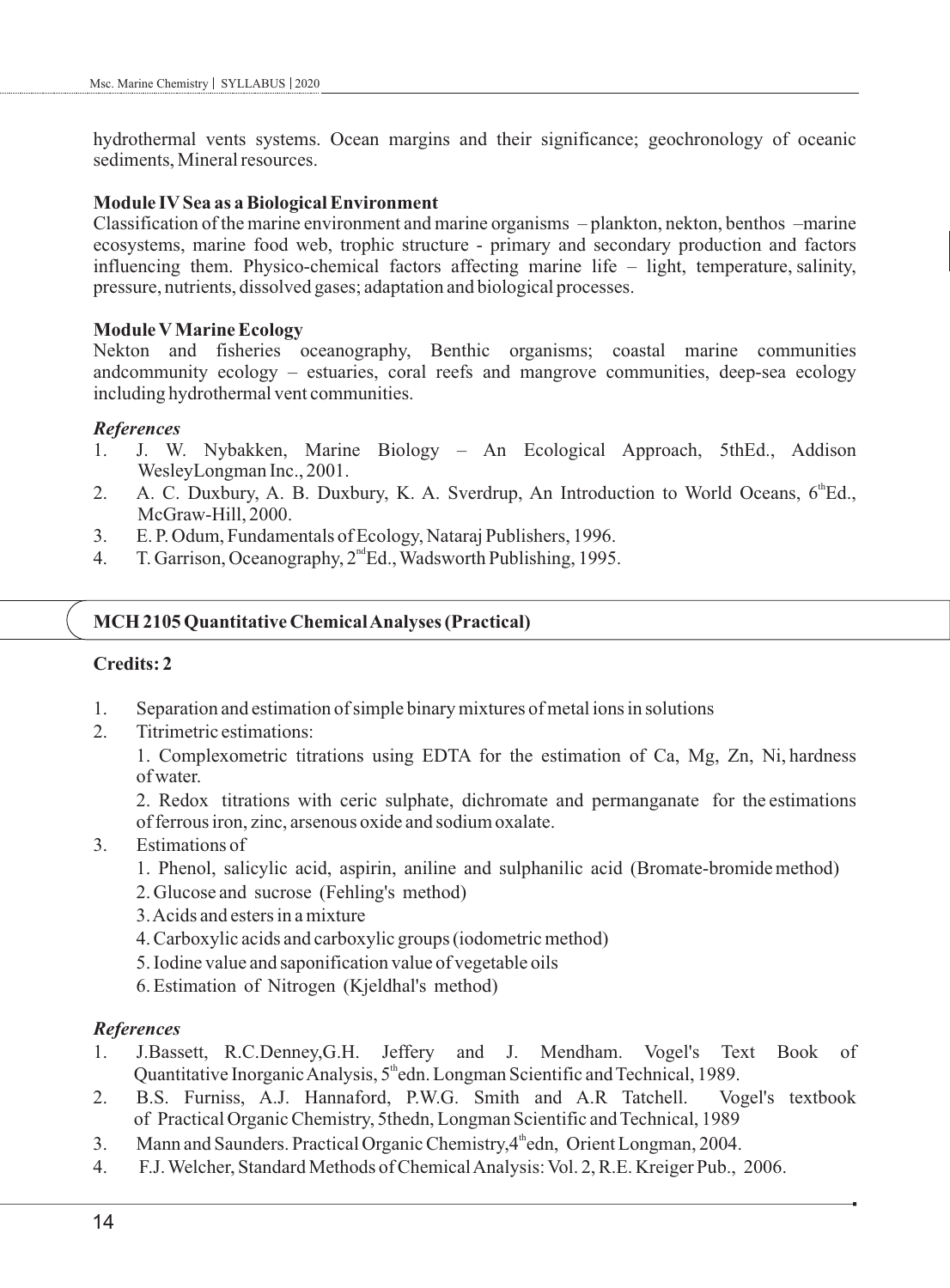hydrothermal vents systems. Ocean margins and their significance; geochronology of oceanic sediments, Mineral resources.

**Module IV Sea as a Biological Environment**

Classification of the marine environment and marine organisms – plankton, nekton, benthos –marine ecosystems, marine food web, trophic structure - primary and secondary production and factors influencing them. Physico-chemical factors affecting marine life – light, temperature, salinity, pressure, nutrients, dissolved gases; adaptation and biological processes.

**Module V Marine Ecology**

Nekton and fisheries oceanography, Benthic organisms; coastal marine communities andcommunity ecology – estuaries, coral reefs and mangrove communities, deep-sea ecology including hydrothermal vent communities.

***References***

1. J. W. Nybakken, Marine Biology – An Ecological Approach, 5thEd., Addison WesleyLongman Inc., 2001.
2. A. C. Duxbury, A. B. Duxbury, K. A. Sverdrup, An Introduction to World Oceans, 6thEd., McGraw-Hill, 2000.
3. E. P. Odum, Fundamentals of Ecology, Nataraj Publishers, 1996.
4. T. Garrison, Oceanography, 2ndEd., Wadsworth Publishing, 1995.

## MCH 2105 Quantitative Chemical Analyses (Practical)

**Credits: 2**

1. Separation and estimation of simple binary mixtures of metal ions in solutions
2. Titrimetric estimations:
   1. Complexometric titrations using EDTA for the estimation of Ca, Mg, Zn, Ni, hardness of water.
   2. Redox titrations with ceric sulphate, dichromate and permanganate for the estimations of ferrous iron, zinc, arsenous oxide and sodium oxalate.
3. Estimations of
   1. Phenol, salicylic acid, aspirin, aniline and sulphanilic acid (Bromate-bromide method)
   2. Glucose and sucrose (Fehling's method)
   3. Acids and esters in a mixture
   4. Carboxylic acids and carboxylic groups (iodometric method)
   5. Iodine value and saponification value of vegetable oils
   6. Estimation of Nitrogen (Kjeldhal's method)

***References***

1. J.Bassett, R.C.Denney,G.H. Jeffery and J. Mendham. Vogel's Text Book of Quantitative Inorganic Analysis, 5thedn. Longman Scientific and Technical, 1989.
2. B.S. Furniss, A.J. Hannaford, P.W.G. Smith and A.R Tatchell. Vogel's textbook of Practical Organic Chemistry, 5thedn, Longman Scientific and Technical, 1989
3. Mann and Saunders. Practical Organic Chemistry,4thedn, Orient Longman, 2004.
4. F.J. Welcher, Standard Methods of Chemical Analysis: Vol. 2, R.E. Kreiger Pub., 2006.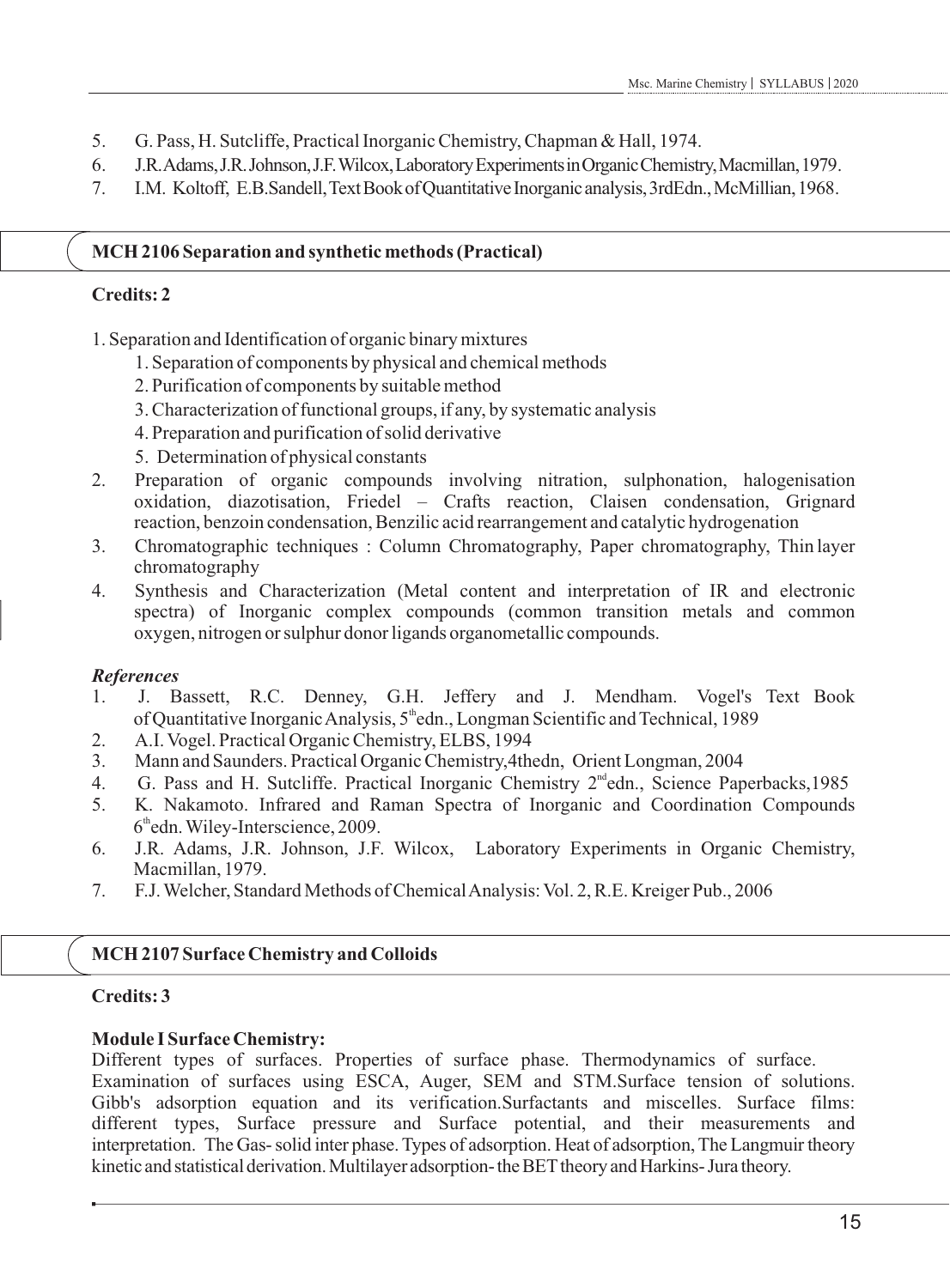5. G. Pass, H. Sutcliffe, Practical Inorganic Chemistry, Chapman & Hall, 1974.
6. J.R. Adams, J.R. Johnson, J.F. Wilcox, Laboratory Experiments in Organic Chemistry, Macmillan, 1979.
7. I.M. Koltoff, E.B.Sandell, Text Book of Quantitative Inorganic analysis, 3rdEdn., McMillian, 1968.

## MCH 2106 Separation and synthetic methods (Practical)

**Credits: 2**

1. Separation and Identification of organic binary mixtures
   1. Separation of components by physical and chemical methods
   2. Purification of components by suitable method
   3. Characterization of functional groups, if any, by systematic analysis
   4. Preparation and purification of solid derivative
   5. Determination of physical constants
2. Preparation of organic compounds involving nitration, sulphonation, halogenisation oxidation, diazotisation, Friedel – Crafts reaction, Claisen condensation, Grignard reaction, benzoin condensation, Benzilic acid rearrangement and catalytic hydrogenation
3. Chromatographic techniques : Column Chromatography, Paper chromatography, Thin layer chromatography
4. Synthesis and Characterization (Metal content and interpretation of IR and electronic spectra) of Inorganic complex compounds (common transition metals and common oxygen, nitrogen or sulphur donor ligands organometallic compounds.

### *References*

1. J. Bassett, R.C. Denney, G.H. Jeffery and J. Mendham. Vogel's Text Book of Quantitative Inorganic Analysis, 5th edn., Longman Scientific and Technical, 1989
2. A.I. Vogel. Practical Organic Chemistry, ELBS, 1994
3. Mann and Saunders. Practical Organic Chemistry,4thedn, Orient Longman, 2004
4. G. Pass and H. Sutcliffe. Practical Inorganic Chemistry 2nd edn., Science Paperbacks,1985
5. K. Nakamoto. Infrared and Raman Spectra of Inorganic and Coordination Compounds 6th edn. Wiley-Interscience, 2009.
6. J.R. Adams, J.R. Johnson, J.F. Wilcox, Laboratory Experiments in Organic Chemistry, Macmillan, 1979.
7. F.J. Welcher, Standard Methods of Chemical Analysis: Vol. 2, R.E. Kreiger Pub., 2006

## MCH 2107 Surface Chemistry and Colloids

**Credits: 3**

**Module I Surface Chemistry:**
Different types of surfaces. Properties of surface phase. Thermodynamics of surface. Examination of surfaces using ESCA, Auger, SEM and STM.Surface tension of solutions. Gibb's adsorption equation and its verification.Surfactants and miscelles. Surface films: different types, Surface pressure and Surface potential, and their measurements and interpretation. The Gas- solid inter phase. Types of adsorption. Heat of adsorption, The Langmuir theory kinetic and statistical derivation. Multilayer adsorption- the BET theory and Harkins- Jura theory.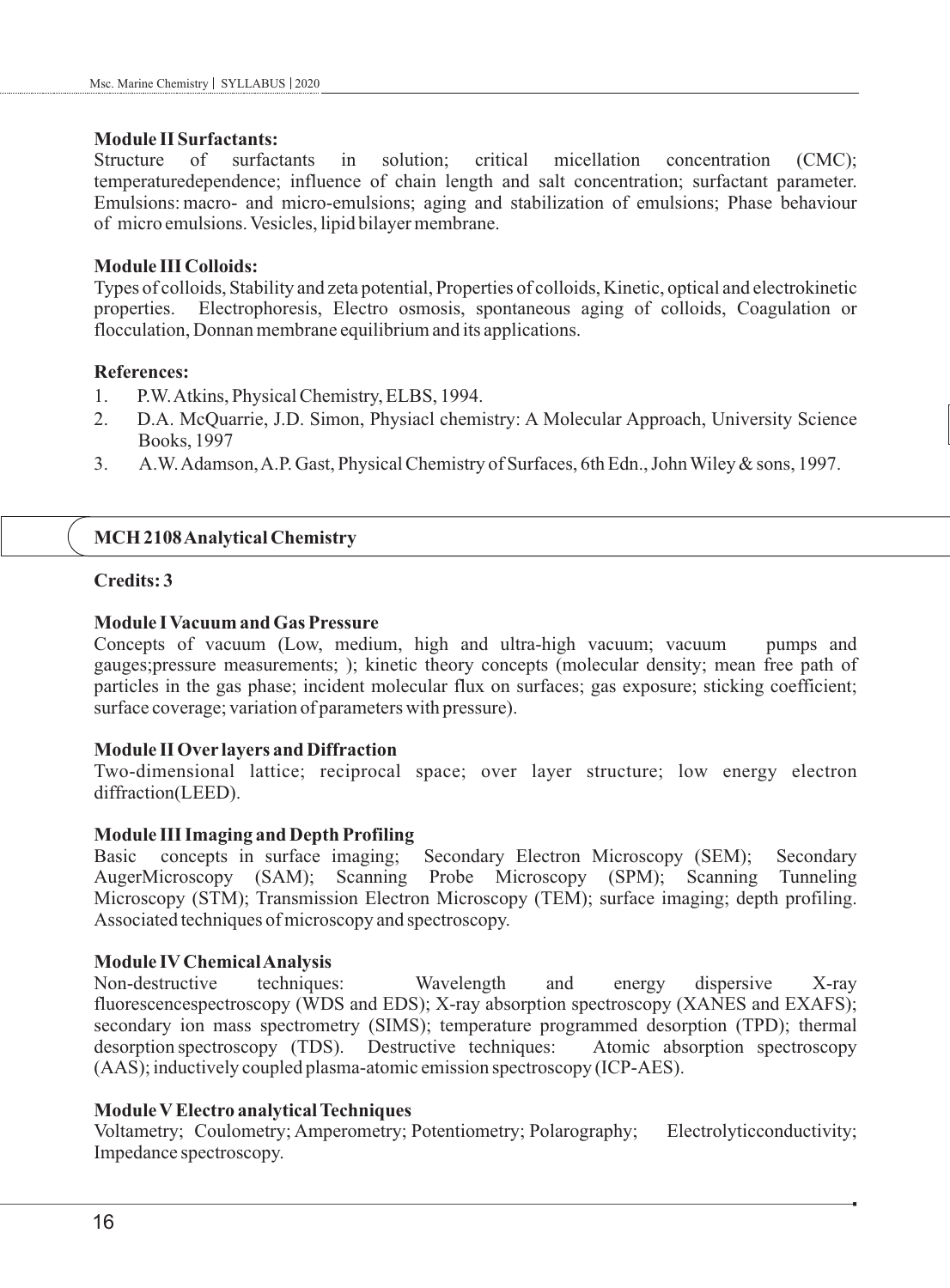**Module II Surfactants:**
Structure of surfactants in solution; critical micellation concentration (CMC); temperaturedependence; influence of chain length and salt concentration; surfactant parameter. Emulsions: macro- and micro-emulsions; aging and stabilization of emulsions; Phase behaviour of micro emulsions. Vesicles, lipid bilayer membrane.

**Module III Colloids:**
Types of colloids, Stability and zeta potential, Properties of colloids, Kinetic, optical and electrokinetic properties. Electrophoresis, Electro osmosis, spontaneous aging of colloids, Coagulation or flocculation, Donnan membrane equilibrium and its applications.

**References:**

1. P.W. Atkins, Physical Chemistry, ELBS, 1994.
2. D.A. McQuarrie, J.D. Simon, Physiacl chemistry: A Molecular Approach, University Science Books, 1997
3. A.W. Adamson, A.P. Gast, Physical Chemistry of Surfaces, 6th Edn., John Wiley & sons, 1997.

## MCH 2108 Analytical Chemistry

**Credits: 3**

**Module I Vacuum and Gas Pressure**
Concepts of vacuum (Low, medium, high and ultra-high vacuum; vacuum pumps and gauges;pressure measurements; ); kinetic theory concepts (molecular density; mean free path of particles in the gas phase; incident molecular flux on surfaces; gas exposure; sticking coefficient; surface coverage; variation of parameters with pressure).

**Module II Over layers and Diffraction**
Two-dimensional lattice; reciprocal space; over layer structure; low energy electron diffraction(LEED).

**Module III Imaging and Depth Profiling**
Basic concepts in surface imaging; Secondary Electron Microscopy (SEM); Secondary AugerMicroscopy (SAM); Scanning Probe Microscopy (SPM); Scanning Tunneling Microscopy (STM); Transmission Electron Microscopy (TEM); surface imaging; depth profiling. Associated techniques of microscopy and spectroscopy.

**Module IV Chemical Analysis**
Non-destructive techniques: Wavelength and energy dispersive X-ray fluorescencespectroscopy (WDS and EDS); X-ray absorption spectroscopy (XANES and EXAFS); secondary ion mass spectrometry (SIMS); temperature programmed desorption (TPD); thermal desorption spectroscopy (TDS). Destructive techniques: Atomic absorption spectroscopy (AAS); inductively coupled plasma-atomic emission spectroscopy (ICP-AES).

**Module V Electro analytical Techniques**
Voltametry; Coulometry; Amperometry; Potentiometry; Polarography; Electrolyticconductivity; Impedance spectroscopy.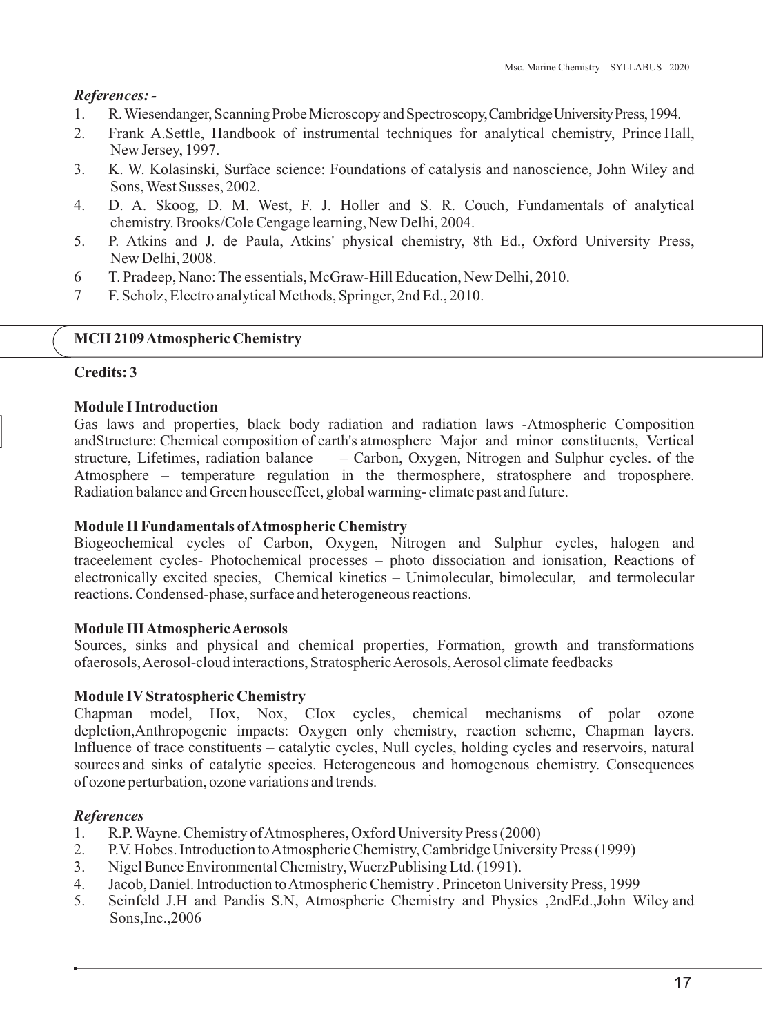*References: -*

1. R. Wiesendanger, Scanning Probe Microscopy and Spectroscopy, Cambridge University Press, 1994.
2. Frank A.Settle, Handbook of instrumental techniques for analytical chemistry, Prince Hall, New Jersey, 1997.
3. K. W. Kolasinski, Surface science: Foundations of catalysis and nanoscience, John Wiley and Sons, West Susses, 2002.
4. D. A. Skoog, D. M. West, F. J. Holler and S. R. Couch, Fundamentals of analytical chemistry. Brooks/Cole Cengage learning, New Delhi, 2004.
5. P. Atkins and J. de Paula, Atkins' physical chemistry, 8th Ed., Oxford University Press, New Delhi, 2008.
6. T. Pradeep, Nano: The essentials, McGraw-Hill Education, New Delhi, 2010.
7. F. Scholz, Electro analytical Methods, Springer, 2nd Ed., 2010.

## MCH 2109 Atmospheric Chemistry

**Credits: 3**

**Module I Introduction**

Gas laws and properties, black body radiation and radiation laws -Atmospheric Composition andStructure: Chemical composition of earth's atmosphere Major and minor constituents, Vertical structure, Lifetimes, radiation balance – Carbon, Oxygen, Nitrogen and Sulphur cycles. of the Atmosphere – temperature regulation in the thermosphere, stratosphere and troposphere. Radiation balance and Green houseeffect, global warming- climate past and future.

**Module II Fundamentals of Atmospheric Chemistry**

Biogeochemical cycles of Carbon, Oxygen, Nitrogen and Sulphur cycles, halogen and traceelement cycles- Photochemical processes – photo dissociation and ionisation, Reactions of electronically excited species, Chemical kinetics – Unimolecular, bimolecular, and termolecular reactions. Condensed-phase, surface and heterogeneous reactions.

**Module III Atmospheric Aerosols**

Sources, sinks and physical and chemical properties, Formation, growth and transformations ofaerosols, Aerosol-cloud interactions, Stratospheric Aerosols, Aerosol climate feedbacks

**Module IV Stratospheric Chemistry**

Chapman model, Hox, Nox, CIox cycles, chemical mechanisms of polar ozone depletion,Anthropogenic impacts: Oxygen only chemistry, reaction scheme, Chapman layers. Influence of trace constituents – catalytic cycles, Null cycles, holding cycles and reservoirs, natural sources and sinks of catalytic species. Heterogeneous and homogenous chemistry. Consequences of ozone perturbation, ozone variations and trends.

*References*

1. R.P. Wayne. Chemistry of Atmospheres, Oxford University Press (2000)
2. P.V. Hobes. Introduction to Atmospheric Chemistry, Cambridge University Press (1999)
3. Nigel Bunce Environmental Chemistry, WuerzPublising Ltd. (1991).
4. Jacob, Daniel. Introduction to Atmospheric Chemistry . Princeton University Press, 1999
5. Seinfeld J.H and Pandis S.N, Atmospheric Chemistry and Physics ,2ndEd.,John Wiley and Sons,Inc.,2006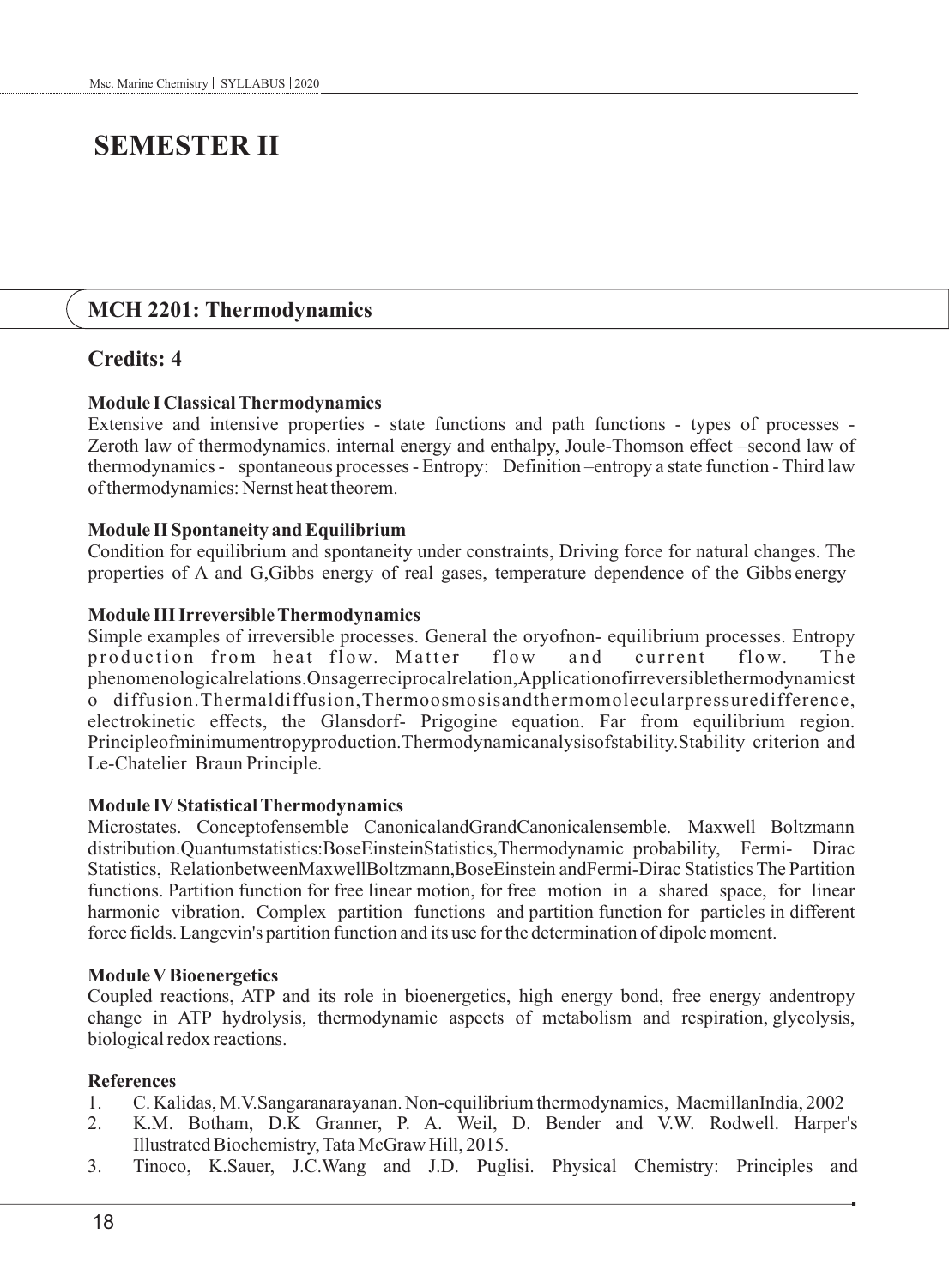# SEMESTER II

## MCH 2201: Thermodynamics

### Credits: 4

**Module I Classical Thermodynamics**

Extensive and intensive properties - state functions and path functions - types of processes - Zeroth law of thermodynamics. internal energy and enthalpy, Joule-Thomson effect –second law of thermodynamics - spontaneous processes - Entropy: Definition –entropy a state function - Third law of thermodynamics: Nernst heat theorem.

**Module II Spontaneity and Equilibrium**

Condition for equilibrium and spontaneity under constraints, Driving force for natural changes. The properties of A and G,Gibbs energy of real gases, temperature dependence of the Gibbs energy

**Module III Irreversible Thermodynamics**

Simple examples of irreversible processes. General the oryofnon- equilibrium processes. Entropy production from heat flow. Matter flow and current flow. The phenomenologicalrelations.Onsagerreciprocalrelation,Applicationofirreversiblethermodynamicsto diffusion.Thermaldiffusion,Thermoosmosisandthermomolecularpressuredifference, electrokinetic effects, the Glansdorf- Prigogine equation. Far from equilibrium region. Principleofminimumentropyproduction.Thermodynamicanalysisofstability.Stability criterion and Le-Chatelier Braun Principle.

**Module IV Statistical Thermodynamics**

Microstates. Conceptofensemble CanonicalandGrandCanonicalensemble. Maxwell Boltzmann distribution.Quantumstatistics:BoseEinsteinStatistics,Thermodynamic probability, Fermi- Dirac Statistics, RelationbetweenMaxwellBoltzmann,BoseEinstein andFermi-Dirac Statistics The Partition functions. Partition function for free linear motion, for free motion in a shared space, for linear harmonic vibration. Complex partition functions and partition function for particles in different force fields. Langevin's partition function and its use for the determination of dipole moment.

**Module V Bioenergetics**

Coupled reactions, ATP and its role in bioenergetics, high energy bond, free energy andentropy change in ATP hydrolysis, thermodynamic aspects of metabolism and respiration, glycolysis, biological redox reactions.

**References**

1. C. Kalidas, M.V.Sangaranarayanan. Non-equilibrium thermodynamics, MacmillanIndia, 2002
2. K.M. Botham, D.K Granner, P. A. Weil, D. Bender and V.W. Rodwell. Harper's Illustrated Biochemistry, Tata McGraw Hill, 2015.
3. Tinoco, K.Sauer, J.C.Wang and J.D. Puglisi. Physical Chemistry: Principles and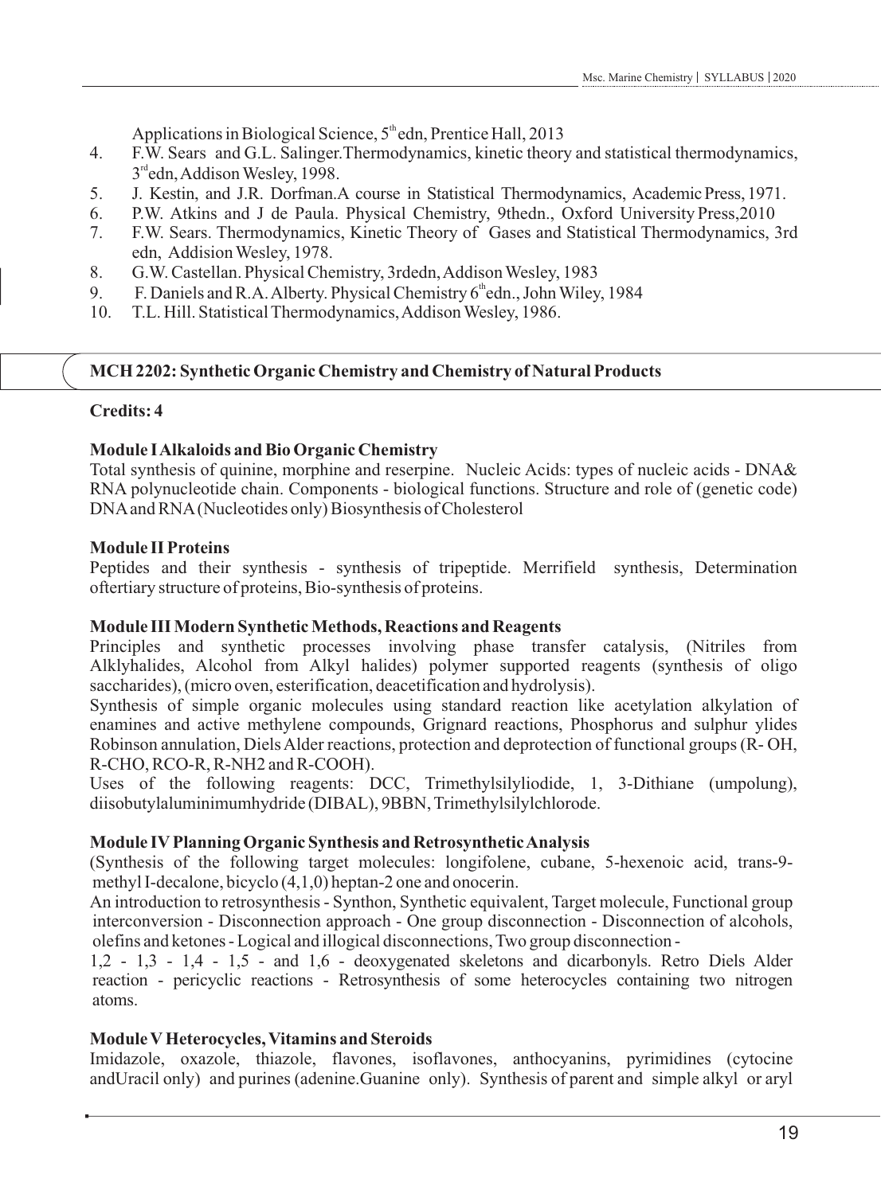Applications in Biological Science, 5th edn, Prentice Hall, 2013

4. F.W. Sears and G.L. Salinger.Thermodynamics, kinetic theory and statistical thermodynamics, 3rd edn, Addison Wesley, 1998.
5. J. Kestin, and J.R. Dorfman.A course in Statistical Thermodynamics, Academic Press, 1971.
6. P.W. Atkins and J de Paula. Physical Chemistry, 9thedn., Oxford University Press,2010
7. F.W. Sears. Thermodynamics, Kinetic Theory of Gases and Statistical Thermodynamics, 3rd edn, Addision Wesley, 1978.
8. G.W. Castellan. Physical Chemistry, 3rdedn, Addison Wesley, 1983
9. F. Daniels and R.A. Alberty. Physical Chemistry 6th edn., John Wiley, 1984
10. T.L. Hill. Statistical Thermodynamics, Addison Wesley, 1986.

## MCH 2202: Synthetic Organic Chemistry and Chemistry of Natural Products

**Credits: 4**

### Module I Alkaloids and Bio Organic Chemistry

Total synthesis of quinine, morphine and reserpine. Nucleic Acids: types of nucleic acids - DNA& RNA polynucleotide chain. Components - biological functions. Structure and role of (genetic code) DNA and RNA (Nucleotides only) Biosynthesis of Cholesterol

### Module II Proteins

Peptides and their synthesis - synthesis of tripeptide. Merrifield synthesis, Determination oftertiary structure of proteins, Bio-synthesis of proteins.

### Module III Modern Synthetic Methods, Reactions and Reagents

Principles and synthetic processes involving phase transfer catalysis, (Nitriles from Alklyhalides, Alcohol from Alkyl halides) polymer supported reagents (synthesis of oligo saccharides), (micro oven, esterification, deacetification and hydrolysis).

Synthesis of simple organic molecules using standard reaction like acetylation alkylation of enamines and active methylene compounds, Grignard reactions, Phosphorus and sulphur ylides Robinson annulation, Diels Alder reactions, protection and deprotection of functional groups (R- OH, R-CHO, RCO-R, R-NH2 and R-COOH).

Uses of the following reagents: DCC, Trimethylsilyliodide, 1, 3-Dithiane (umpolung), diisobutylaluminimumhydride (DIBAL), 9BBN, Trimethylsilylchlorode.

### Module IV Planning Organic Synthesis and Retrosynthetic Analysis

(Synthesis of the following target molecules: longifolene, cubane, 5-hexenoic acid, trans-9-methyl I-decalone, bicyclo (4,1,0) heptan-2 one and onocerin.

An introduction to retrosynthesis - Synthon, Synthetic equivalent, Target molecule, Functional group interconversion - Disconnection approach - One group disconnection - Disconnection of alcohols, olefins and ketones - Logical and illogical disconnections, Two group disconnection -

1,2 - 1,3 - 1,4 - 1,5 - and 1,6 - deoxygenated skeletons and dicarbonyls. Retro Diels Alder reaction - pericyclic reactions - Retrosynthesis of some heterocycles containing two nitrogen atoms.

### Module V Heterocycles, Vitamins and Steroids

Imidazole, oxazole, thiazole, flavones, isoflavones, anthocyanins, pyrimidines (cytocine andUracil only) and purines (adenine.Guanine only). Synthesis of parent and simple alkyl or aryl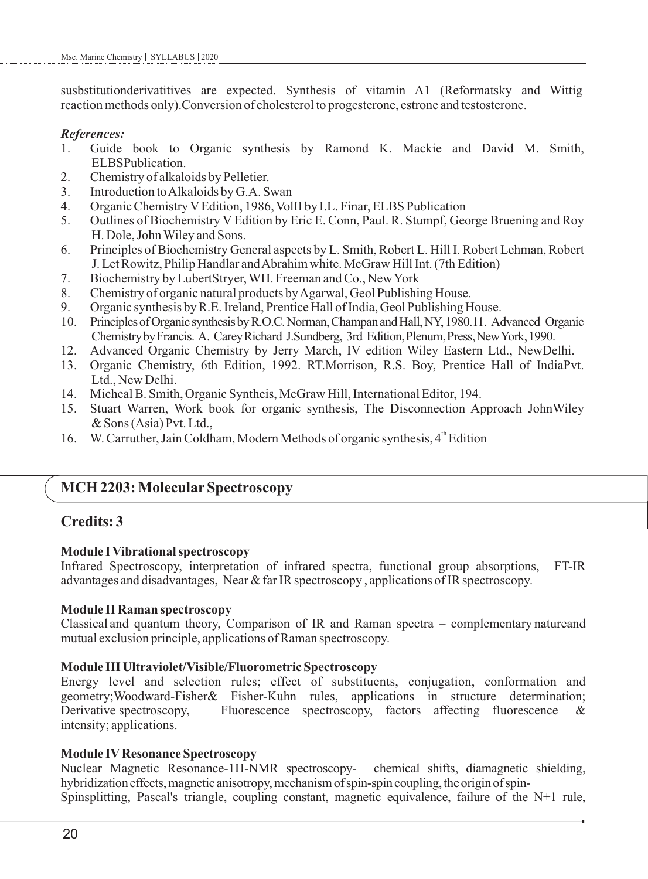susbstitutionderivatitives are expected. Synthesis of vitamin A1 (Reformatsky and Wittig reaction methods only).Conversion of cholesterol to progesterone, estrone and testosterone.

***References:***

1. Guide book to Organic synthesis by Ramond K. Mackie and David M. Smith, ELBSPublication.
2. Chemistry of alkaloids by Pelletier.
3. Introduction to Alkaloids by G.A. Swan
4. Organic Chemistry V Edition, 1986, VolII by I.L. Finar, ELBS Publication
5. Outlines of Biochemistry V Edition by Eric E. Conn, Paul. R. Stumpf, George Bruening and Roy H. Dole, John Wiley and Sons.
6. Principles of Biochemistry General aspects by L. Smith, Robert L. Hill I. Robert Lehman, Robert J. Let Rowitz, Philip Handlar and Abrahim white. McGraw Hill Int. (7th Edition)
7. Biochemistry by LubertStryer, WH. Freeman and Co., New York
8. Chemistry of organic natural products by Agarwal, Geol Publishing House.
9. Organic synthesis by R.E. Ireland, Prentice Hall of India, Geol Publishing House.
10. Principles of Organic synthesis by R.O.C. Norman, Champan and Hall, NY, 1980.11. Advanced Organic Chemistry by Francis. A. Carey Richard J.Sundberg, 3rd Edition, Plenum, Press, New York, 1990.
12. Advanced Organic Chemistry by Jerry March, IV edition Wiley Eastern Ltd., NewDelhi.
13. Organic Chemistry, 6th Edition, 1992. RT.Morrison, R.S. Boy, Prentice Hall of IndiaPvt. Ltd., New Delhi.
14. Micheal B. Smith, Organic Syntheis, McGraw Hill, International Editor, 194.
15. Stuart Warren, Work book for organic synthesis, The Disconnection Approach JohnWiley & Sons (Asia) Pvt. Ltd.,
16. W. Carruther, Jain Coldham, Modern Methods of organic synthesis, 4th Edition

## MCH 2203: Molecular Spectroscopy

## Credits: 3

**Module I Vibrational spectroscopy**

Infrared Spectroscopy, interpretation of infrared spectra, functional group absorptions, FT-IR advantages and disadvantages, Near & far IR spectroscopy , applications of IR spectroscopy.

**Module II Raman spectroscopy**

Classical and quantum theory, Comparison of IR and Raman spectra – complementary natureand mutual exclusion principle, applications of Raman spectroscopy.

**Module III Ultraviolet/Visible/Fluorometric Spectroscopy**

Energy level and selection rules; effect of substituents, conjugation, conformation and geometry;Woodward-Fisher& Fisher-Kuhn rules, applications in structure determination; Derivative spectroscopy, Fluorescence spectroscopy, factors affecting fluorescence & intensity; applications.

**Module IV Resonance Spectroscopy**

Nuclear Magnetic Resonance-1H-NMR spectroscopy- chemical shifts, diamagnetic shielding, hybridization effects, magnetic anisotropy, mechanism of spin-spin coupling, the origin of spin-Spinsplitting, Pascal's triangle, coupling constant, magnetic equivalence, failure of the N+1 rule,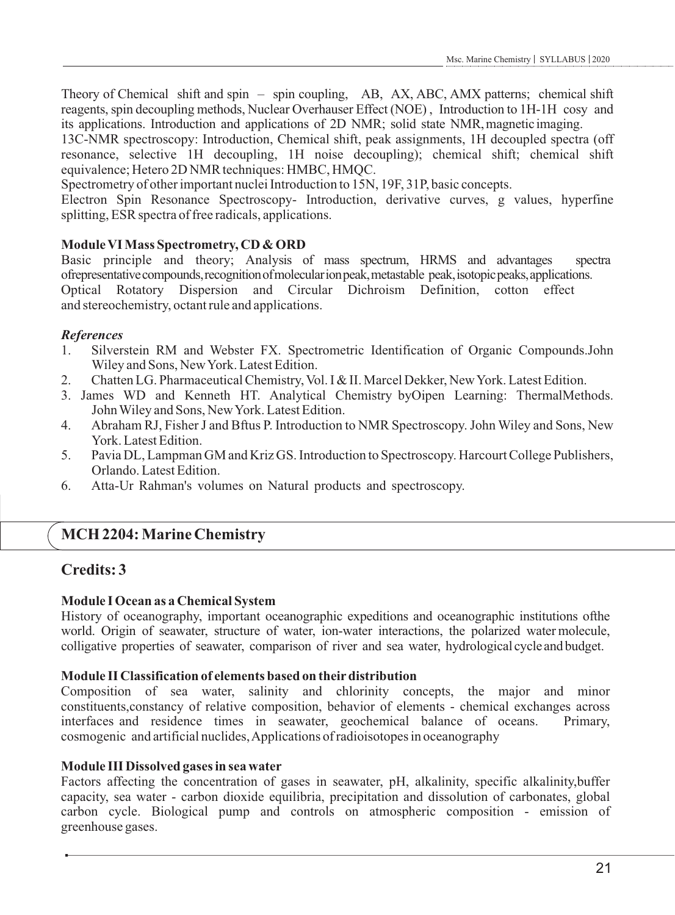Theory of Chemical shift and spin – spin coupling, AB, AX, ABC, AMX patterns; chemical shift reagents, spin decoupling methods, Nuclear Overhauser Effect (NOE) , Introduction to 1H-1H cosy and its applications. Introduction and applications of 2D NMR; solid state NMR, magnetic imaging.
13C-NMR spectroscopy: Introduction, Chemical shift, peak assignments, 1H decoupled spectra (off resonance, selective 1H decoupling, 1H noise decoupling); chemical shift; chemical shift equivalence; Hetero 2D NMR techniques: HMBC, HMQC.
Spectrometry of other important nuclei Introduction to 15N, 19F, 31P, basic concepts.
Electron Spin Resonance Spectroscopy- Introduction, derivative curves, g values, hyperfine splitting, ESR spectra of free radicals, applications.

**Module VI Mass Spectrometry, CD & ORD**
Basic principle and theory; Analysis of mass spectrum, HRMS and advantages spectra ofrepresentative compounds, recognition of molecular ion peak, metastable peak, isotopic peaks, applications.
Optical Rotatory Dispersion and Circular Dichroism Definition, cotton effect and stereochemistry, octant rule and applications.

***References***

1. Silverstein RM and Webster FX. Spectrometric Identification of Organic Compounds.John Wiley and Sons, New York. Latest Edition.
2. Chatten LG. Pharmaceutical Chemistry, Vol. I & II. Marcel Dekker, New York. Latest Edition.
3. James WD and Kenneth HT. Analytical Chemistry byOipen Learning: ThermalMethods. John Wiley and Sons, New York. Latest Edition.
4. Abraham RJ, Fisher J and Bftus P. Introduction to NMR Spectroscopy. John Wiley and Sons, New York. Latest Edition.
5. Pavia DL, Lampman GM and Kriz GS. Introduction to Spectroscopy. Harcourt College Publishers, Orlando. Latest Edition.
6. Atta-Ur Rahman's volumes on Natural products and spectroscopy.

## MCH 2204: Marine Chemistry

## Credits: 3

**Module I Ocean as a Chemical System**
History of oceanography, important oceanographic expeditions and oceanographic institutions ofthe world. Origin of seawater, structure of water, ion-water interactions, the polarized water molecule, colligative properties of seawater, comparison of river and sea water, hydrological cycle and budget.

**Module II Classification of elements based on their distribution**
Composition of sea water, salinity and chlorinity concepts, the major and minor constituents,constancy of relative composition, behavior of elements - chemical exchanges across interfaces and residence times in seawater, geochemical balance of oceans. Primary, cosmogenic and artificial nuclides, Applications of radioisotopes in oceanography

**Module III Dissolved gases in sea water**
Factors affecting the concentration of gases in seawater, pH, alkalinity, specific alkalinity,buffer capacity, sea water - carbon dioxide equilibria, precipitation and dissolution of carbonates, global carbon cycle. Biological pump and controls on atmospheric composition - emission of greenhouse gases.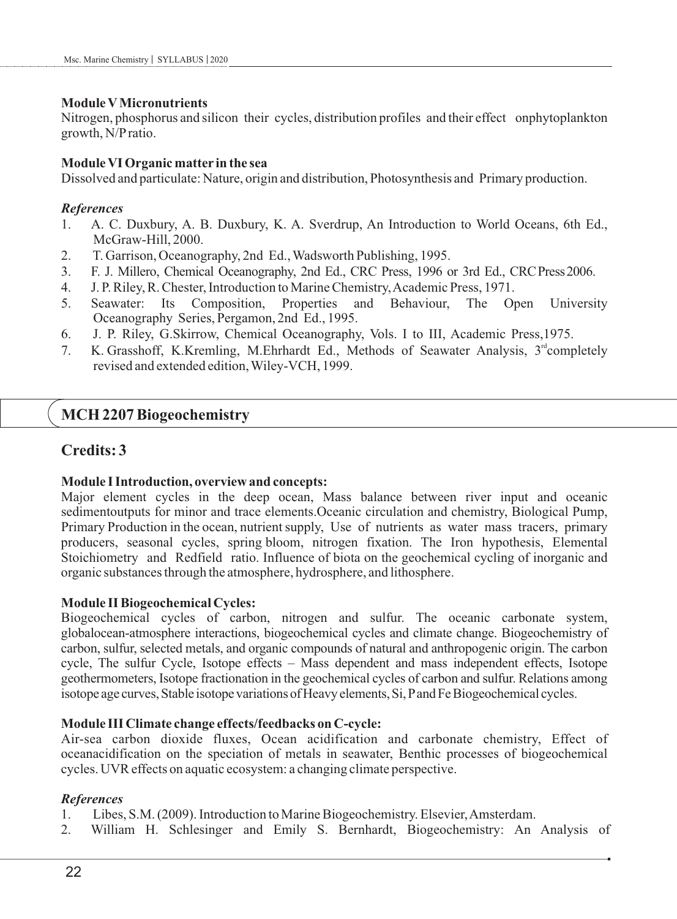**Module V Micronutrients**

Nitrogen, phosphorus and silicon their cycles, distribution profiles and their effect onphytoplankton growth, N/P ratio.

**Module VI Organic matter in the sea**

Dissolved and particulate: Nature, origin and distribution, Photosynthesis and Primary production.

***References***

1. A. C. Duxbury, A. B. Duxbury, K. A. Sverdrup, An Introduction to World Oceans, 6th Ed., McGraw-Hill, 2000.
2. T. Garrison, Oceanography, 2nd Ed., Wadsworth Publishing, 1995.
3. F. J. Millero, Chemical Oceanography, 2nd Ed., CRC Press, 1996 or 3rd Ed., CRC Press 2006.
4. J. P. Riley, R. Chester, Introduction to Marine Chemistry, Academic Press, 1971.
5. Seawater: Its Composition, Properties and Behaviour, The Open University Oceanography Series, Pergamon, 2nd Ed., 1995.
6. J. P. Riley, G.Skirrow, Chemical Oceanography, Vols. I to III, Academic Press,1975.
7. K. Grasshoff, K.Kremling, M.Ehrhardt Ed., Methods of Seawater Analysis, 3rd completely revised and extended edition, Wiley-VCH, 1999.

## MCH 2207 Biogeochemistry

## Credits: 3

**Module I Introduction, overview and concepts:**

Major element cycles in the deep ocean, Mass balance between river input and oceanic sedimentoutputs for minor and trace elements.Oceanic circulation and chemistry, Biological Pump, Primary Production in the ocean, nutrient supply, Use of nutrients as water mass tracers, primary producers, seasonal cycles, spring bloom, nitrogen fixation. The Iron hypothesis, Elemental Stoichiometry and Redfield ratio. Influence of biota on the geochemical cycling of inorganic and organic substances through the atmosphere, hydrosphere, and lithosphere.

**Module II Biogeochemical Cycles:**

Biogeochemical cycles of carbon, nitrogen and sulfur. The oceanic carbonate system, globalocean-atmosphere interactions, biogeochemical cycles and climate change. Biogeochemistry of carbon, sulfur, selected metals, and organic compounds of natural and anthropogenic origin. The carbon cycle, The sulfur Cycle, Isotope effects – Mass dependent and mass independent effects, Isotope geothermometers, Isotope fractionation in the geochemical cycles of carbon and sulfur. Relations among isotope age curves, Stable isotope variations of Heavy elements, Si, P and Fe Biogeochemical cycles.

**Module III Climate change effects/feedbacks on C-cycle:**

Air-sea carbon dioxide fluxes, Ocean acidification and carbonate chemistry, Effect of oceanacidification on the speciation of metals in seawater, Benthic processes of biogeochemical cycles. UVR effects on aquatic ecosystem: a changing climate perspective.

***References***

1. Libes, S.M. (2009). Introduction to Marine Biogeochemistry. Elsevier, Amsterdam.
2. William H. Schlesinger and Emily S. Bernhardt, Biogeochemistry: An Analysis of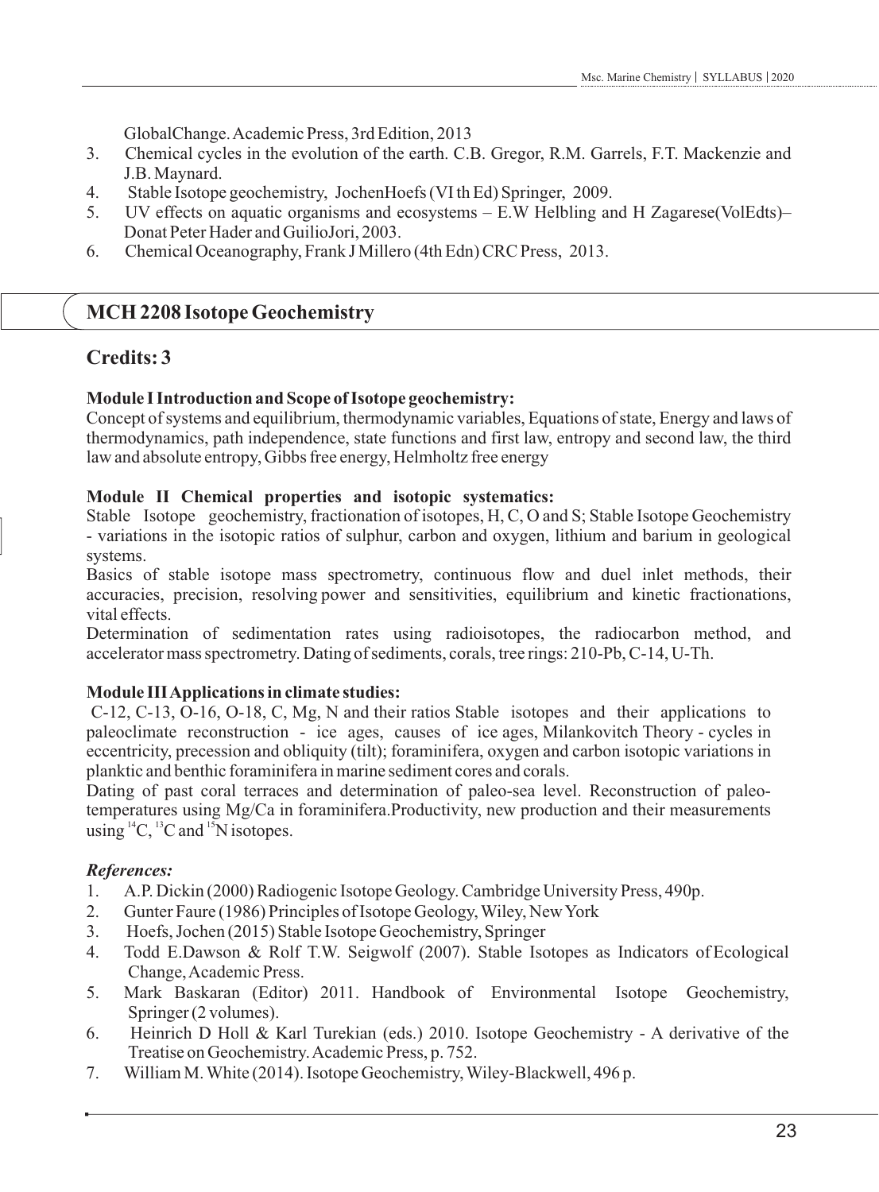GlobalChange. Academic Press, 3rd Edition, 2013

3. Chemical cycles in the evolution of the earth. C.B. Gregor, R.M. Garrels, F.T. Mackenzie and J.B. Maynard.
4. Stable Isotope geochemistry, JochenHoefs (VI th Ed) Springer, 2009.
5. UV effects on aquatic organisms and ecosystems – E.W Helbling and H Zagarese(VolEdts)– Donat Peter Hader and GuilioJori, 2003.
6. Chemical Oceanography, Frank J Millero (4th Edn) CRC Press, 2013.

## MCH 2208 Isotope Geochemistry

## Credits: 3

**Module I Introduction and Scope of Isotope geochemistry:**

Concept of systems and equilibrium, thermodynamic variables, Equations of state, Energy and laws of thermodynamics, path independence, state functions and first law, entropy and second law, the third law and absolute entropy, Gibbs free energy, Helmholtz free energy

**Module II Chemical properties and isotopic systematics:**

Stable Isotope geochemistry, fractionation of isotopes, H, C, O and S; Stable Isotope Geochemistry - variations in the isotopic ratios of sulphur, carbon and oxygen, lithium and barium in geological systems.

Basics of stable isotope mass spectrometry, continuous flow and duel inlet methods, their accuracies, precision, resolving power and sensitivities, equilibrium and kinetic fractionations, vital effects.

Determination of sedimentation rates using radioisotopes, the radiocarbon method, and accelerator mass spectrometry. Dating of sediments, corals, tree rings: 210-Pb, C-14, U-Th.

**Module III Applications in climate studies:**

C-12, C-13, O-16, O-18, C, Mg, N and their ratios Stable isotopes and their applications to paleoclimate reconstruction - ice ages, causes of ice ages, Milankovitch Theory - cycles in eccentricity, precession and obliquity (tilt); foraminifera, oxygen and carbon isotopic variations in planktic and benthic foraminifera in marine sediment cores and corals.

Dating of past coral terraces and determination of paleo-sea level. Reconstruction of paleo-temperatures using Mg/Ca in foraminifera. Productivity, new production and their measurements using $^{14}C$, $^{13}C$ and $^{15}N$ isotopes.

***References:***

1. A.P. Dickin (2000) Radiogenic Isotope Geology. Cambridge University Press, 490p.
2. Gunter Faure (1986) Principles of Isotope Geology, Wiley, New York
3. Hoefs, Jochen (2015) Stable Isotope Geochemistry, Springer
4. Todd E.Dawson & Rolf T.W. Seigwolf (2007). Stable Isotopes as Indicators of Ecological Change, Academic Press.
5. Mark Baskaran (Editor) 2011. Handbook of Environmental Isotope Geochemistry, Springer (2 volumes).
6. Heinrich D Holl & Karl Turekian (eds.) 2010. Isotope Geochemistry - A derivative of the Treatise on Geochemistry. Academic Press, p. 752.
7. William M. White (2014). Isotope Geochemistry, Wiley-Blackwell, 496 p.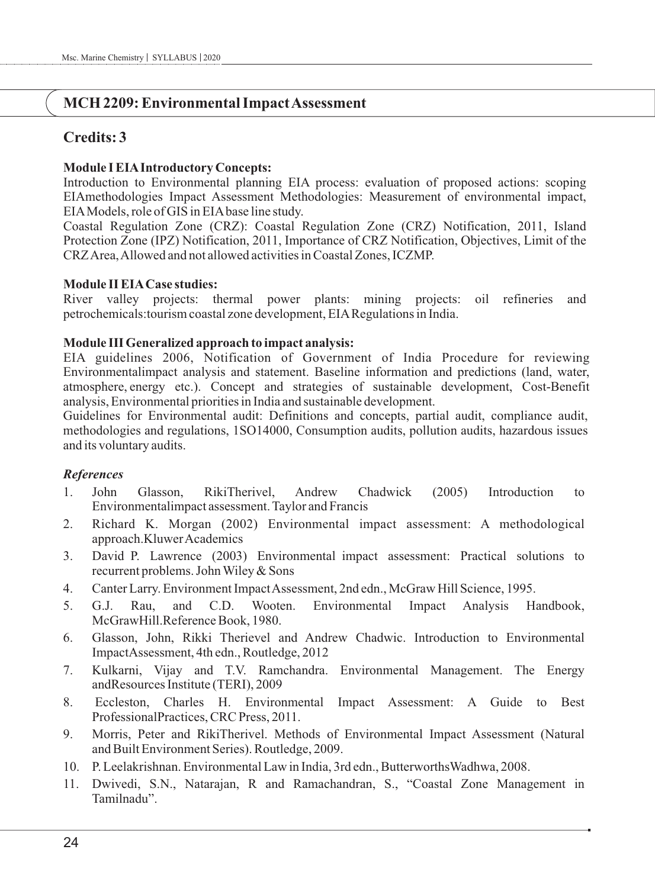## MCH 2209: Environmental Impact Assessment

### Credits: 3

**Module I EIA Introductory Concepts:**

Introduction to Environmental planning EIA process: evaluation of proposed actions: scoping EIAmethodologies Impact Assessment Methodologies: Measurement of environmental impact, EIA Models, role of GIS in EIA base line study.

Coastal Regulation Zone (CRZ): Coastal Regulation Zone (CRZ) Notification, 2011, Island Protection Zone (IPZ) Notification, 2011, Importance of CRZ Notification, Objectives, Limit of the CRZ Area, Allowed and not allowed activities in Coastal Zones, ICZMP.

**Module II EIA Case studies:**

River valley projects: thermal power plants: mining projects: oil refineries and petrochemicals:tourism coastal zone development, EIA Regulations in India.

**Module III Generalized approach to impact analysis:**

EIA guidelines 2006, Notification of Government of India Procedure for reviewing Environmentalimpact analysis and statement. Baseline information and predictions (land, water, atmosphere, energy etc.). Concept and strategies of sustainable development, Cost-Benefit analysis, Environmental priorities in India and sustainable development.

Guidelines for Environmental audit: Definitions and concepts, partial audit, compliance audit, methodologies and regulations, 1SO14000, Consumption audits, pollution audits, hazardous issues and its voluntary audits.

***References***

1. John Glasson, RikiTherivel, Andrew Chadwick (2005) Introduction to Environmentalimpact assessment. Taylor and Francis
2. Richard K. Morgan (2002) Environmental impact assessment: A methodological approach.Kluwer Academics
3. David P. Lawrence (2003) Environmental impact assessment: Practical solutions to recurrent problems. John Wiley & Sons
4. Canter Larry. Environment Impact Assessment, 2nd edn., McGraw Hill Science, 1995.
5. G.J. Rau, and C.D. Wooten. Environmental Impact Analysis Handbook, McGrawHill.Reference Book, 1980.
6. Glasson, John, Rikki Therievel and Andrew Chadwic. Introduction to Environmental ImpactAssessment, 4th edn., Routledge, 2012
7. Kulkarni, Vijay and T.V. Ramchandra. Environmental Management. The Energy andResources Institute (TERI), 2009
8. Eccleston, Charles H. Environmental Impact Assessment: A Guide to Best ProfessionalPractices, CRC Press, 2011.
9. Morris, Peter and RikiTherivel. Methods of Environmental Impact Assessment (Natural and Built Environment Series). Routledge, 2009.
10. P. Leelakrishnan. Environmental Law in India, 3rd edn., ButterworthsWadhwa, 2008.
11. Dwivedi, S.N., Natarajan, R and Ramachandran, S., "Coastal Zone Management in Tamilnadu".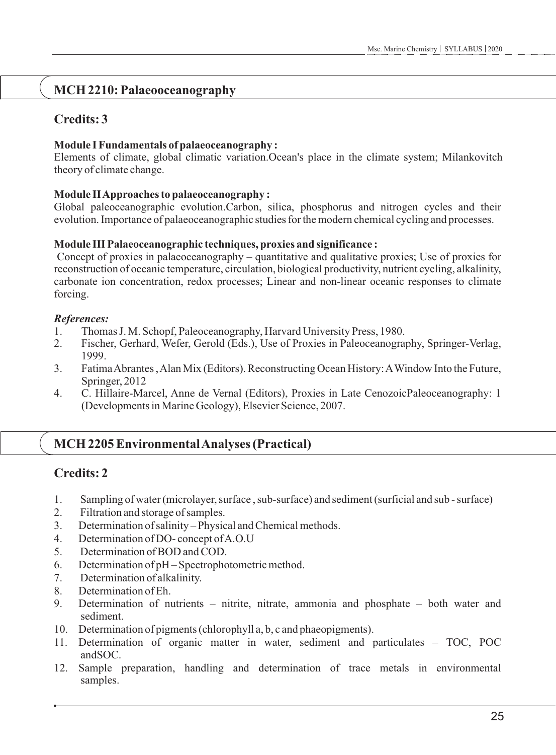## MCH 2210: Palaeooceanography

### Credits: 3

**Module I Fundamentals of palaeoceanography :**
Elements of climate, global climatic variation.Ocean's place in the climate system; Milankovitch theory of climate change.

**Module II Approaches to palaeoceanography :**
Global paleoceanographic evolution.Carbon, silica, phosphorus and nitrogen cycles and their evolution. Importance of palaeoceanographic studies for the modern chemical cycling and processes.

**Module III Palaeoceanographic techniques, proxies and significance :**
Concept of proxies in palaeoceanography – quantitative and qualitative proxies; Use of proxies for reconstruction of oceanic temperature, circulation, biological productivity, nutrient cycling, alkalinity, carbonate ion concentration, redox processes; Linear and non-linear oceanic responses to climate forcing.

***References:***

1. Thomas J. M. Schopf, Paleoceanography, Harvard University Press, 1980.
2. Fischer, Gerhard, Wefer, Gerold (Eds.), Use of Proxies in Paleoceanography, Springer-Verlag, 1999.
3. Fatima Abrantes , Alan Mix (Editors). Reconstructing Ocean History: A Window Into the Future, Springer, 2012
4. C. Hillaire-Marcel, Anne de Vernal (Editors), Proxies in Late CenozoicPaleoceanography: 1 (Developments in Marine Geology), Elsevier Science, 2007.

## MCH 2205 Environmental Analyses (Practical)

### Credits: 2

1. Sampling of water (microlayer, surface , sub-surface) and sediment (surficial and sub - surface)
2. Filtration and storage of samples.
3. Determination of salinity – Physical and Chemical methods.
4. Determination of DO- concept of A.O.U
5. Determination of BOD and COD.
6. Determination of pH – Spectrophotometric method.
7. Determination of alkalinity.
8. Determination of Eh.
9. Determination of nutrients – nitrite, nitrate, ammonia and phosphate – both water and sediment.
10. Determination of pigments (chlorophyll a, b, c and phaeopigments).
11. Determination of organic matter in water, sediment and particulates – TOC, POC andSOC.
12. Sample preparation, handling and determination of trace metals in environmental samples.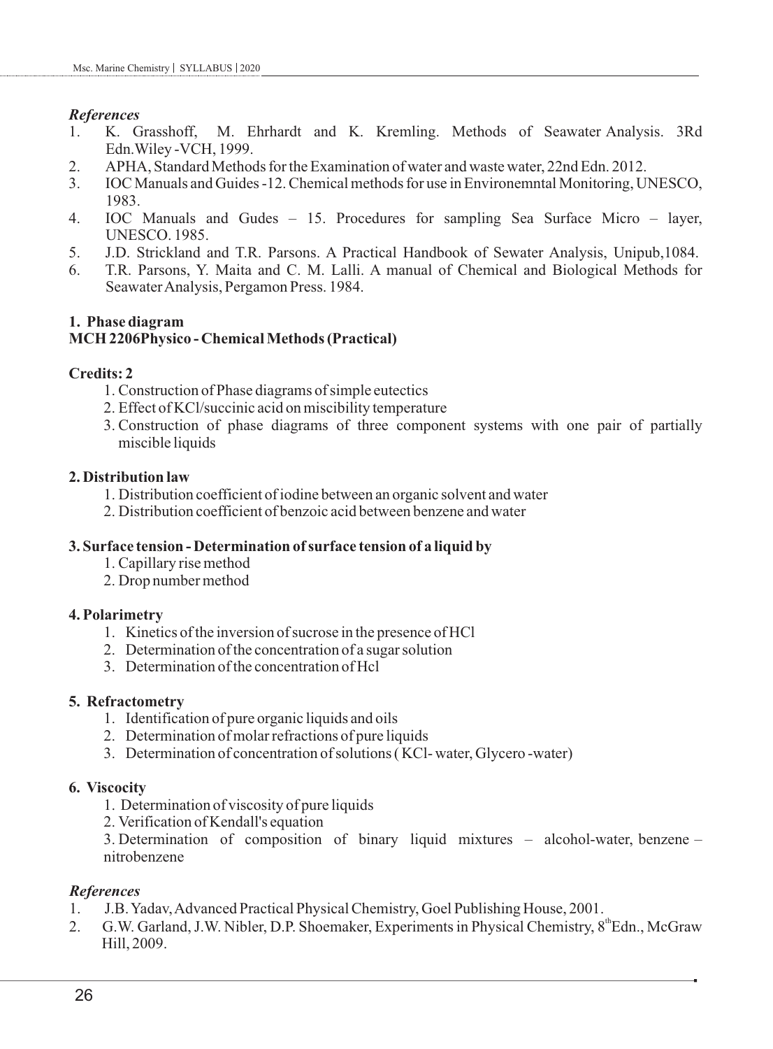*References*

1. K. Grasshoff, M. Ehrhardt and K. Kremling. Methods of Seawater Analysis. 3Rd Edn.Wiley -VCH, 1999.
2. APHA, Standard Methods for the Examination of water and waste water, 22nd Edn. 2012.
3. IOC Manuals and Guides -12. Chemical methods for use in Environemntal Monitoring, UNESCO, 1983.
4. IOC Manuals and Gudes – 15. Procedures for sampling Sea Surface Micro – layer, UNESCO. 1985.
5. J.D. Strickland and T.R. Parsons. A Practical Handbook of Sewater Analysis, Unipub,1084.
6. T.R. Parsons, Y. Maita and C. M. Lalli. A manual of Chemical and Biological Methods for Seawater Analysis, Pergamon Press. 1984.

**1. Phase diagram**

**MCH 2206Physico - Chemical Methods (Practical)**

**Credits: 2**

1. Construction of Phase diagrams of simple eutectics
2. Effect of KCl/succinic acid on miscibility temperature
3. Construction of phase diagrams of three component systems with one pair of partially miscible liquids

**2. Distribution law**

1. Distribution coefficient of iodine between an organic solvent and water
2. Distribution coefficient of benzoic acid between benzene and water

**3. Surface tension - Determination of surface tension of a liquid by**

1. Capillary rise method
2. Drop number method

**4. Polarimetry**

1. Kinetics of the inversion of sucrose in the presence of HCl
2. Determination of the concentration of a sugar solution
3. Determination of the concentration of Hcl

**5. Refractometry**

1. Identification of pure organic liquids and oils
2. Determination of molar refractions of pure liquids
3. Determination of concentration of solutions ( KCl- water, Glycero -water)

**6. Viscocity**

1. Determination of viscosity of pure liquids
2. Verification of Kendall's equation
3. Determination of composition of binary liquid mixtures – alcohol-water, benzene – nitrobenzene

*References*

1. J.B. Yadav, Advanced Practical Physical Chemistry, Goel Publishing House, 2001.
2. G.W. Garland, J.W. Nibler, D.P. Shoemaker, Experiments in Physical Chemistry, 8th Edn., McGraw Hill, 2009.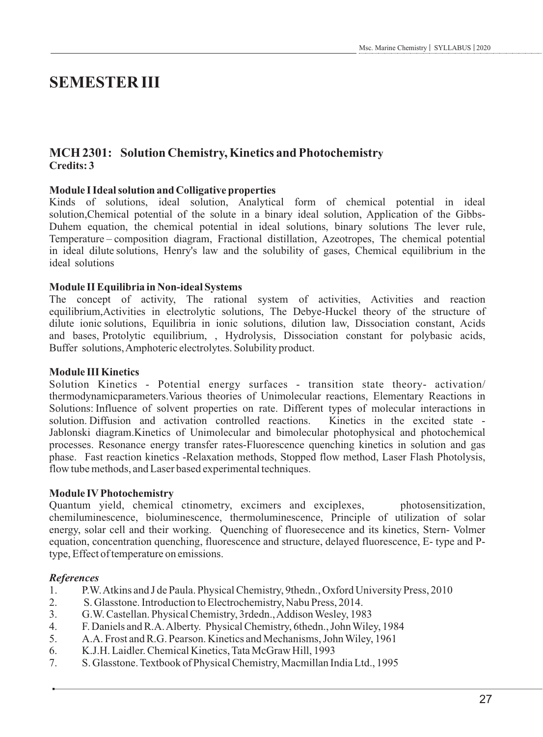# SEMESTER III

## MCH 2301: Solution Chemistry, Kinetics and Photochemistry

**Credits: 3**

**Module I Ideal solution and Colligative properties**

Kinds of solutions, ideal solution, Analytical form of chemical potential in ideal solution,Chemical potential of the solute in a binary ideal solution, Application of the Gibbs-Duhem equation, the chemical potential in ideal solutions, binary solutions The lever rule, Temperature – composition diagram, Fractional distillation, Azeotropes, The chemical potential in ideal dilute solutions, Henry's law and the solubility of gases, Chemical equilibrium in the ideal solutions

**Module II Equilibria in Non-ideal Systems**

The concept of activity, The rational system of activities, Activities and reaction equilibrium,Activities in electrolytic solutions, The Debye-Huckel theory of the structure of dilute ionic solutions, Equilibria in ionic solutions, dilution law, Dissociation constant, Acids and bases, Protolytic equilibrium, , Hydrolysis, Dissociation constant for polybasic acids, Buffer solutions, Amphoteric electrolytes. Solubility product.

**Module III Kinetics**

Solution Kinetics - Potential energy surfaces - transition state theory- activation/ thermodynamicparameters.Various theories of Unimolecular reactions, Elementary Reactions in Solutions: Influence of solvent properties on rate. Different types of molecular interactions in solution. Diffusion and activation controlled reactions. Kinetics in the excited state - Jablonski diagram.Kinetics of Unimolecular and bimolecular photophysical and photochemical processes. Resonance energy transfer rates-Fluorescence quenching kinetics in solution and gas phase. Fast reaction kinetics -Relaxation methods, Stopped flow method, Laser Flash Photolysis, flow tube methods, and Laser based experimental techniques.

**Module IV Photochemistry**

Quantum yield, chemical ctinometry, excimers and exciplexes, photosensitization, chemiluminescence, bioluminescence, thermoluminescence, Principle of utilization of solar energy, solar cell and their working. Quenching of fluoresecence and its kinetics, Stern- Volmer equation, concentration quenching, fluorescence and structure, delayed fluorescence, E- type and P-type, Effect of temperature on emissions.

***References***

1. P.W. Atkins and J de Paula. Physical Chemistry, 9thedn., Oxford University Press, 2010
2. S. Glasstone. Introduction to Electrochemistry, Nabu Press, 2014.
3. G.W. Castellan. Physical Chemistry, 3rdedn., Addison Wesley, 1983
4. F. Daniels and R.A. Alberty. Physical Chemistry, 6thedn., John Wiley, 1984
5. A.A. Frost and R.G. Pearson. Kinetics and Mechanisms, John Wiley, 1961
6. K.J.H. Laidler. Chemical Kinetics, Tata McGraw Hill, 1993
7. S. Glasstone. Textbook of Physical Chemistry, Macmillan India Ltd., 1995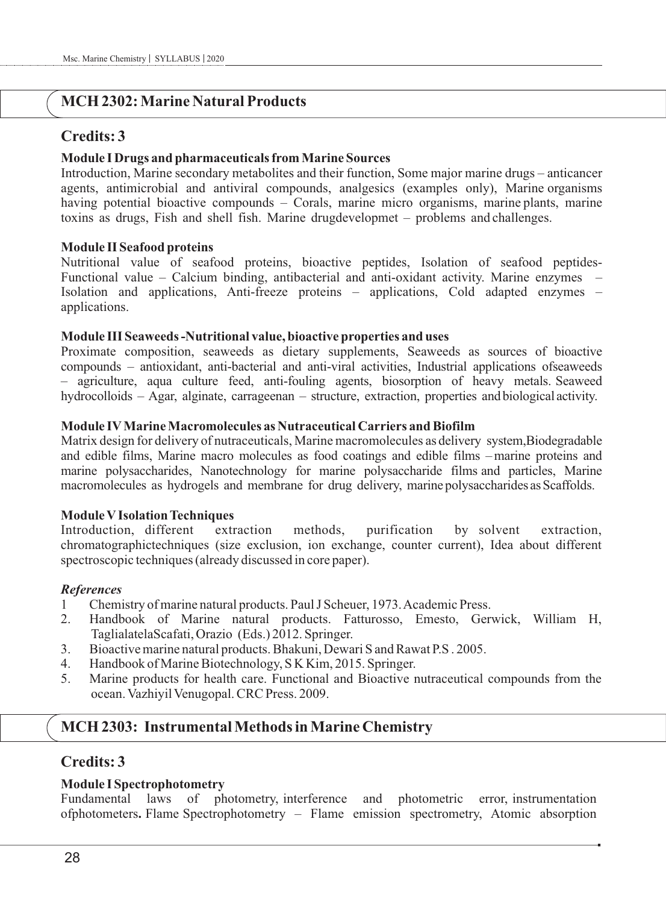## MCH 2302: Marine Natural Products

### Credits: 3

**Module I Drugs and pharmaceuticals from Marine Sources**

Introduction, Marine secondary metabolites and their function, Some major marine drugs – anticancer agents, antimicrobial and antiviral compounds, analgesics (examples only), Marine organisms having potential bioactive compounds – Corals, marine micro organisms, marine plants, marine toxins as drugs, Fish and shell fish. Marine drugdevelopmet – problems and challenges.

**Module II Seafood proteins**

Nutritional value of seafood proteins, bioactive peptides, Isolation of seafood peptides-Functional value – Calcium binding, antibacterial and anti-oxidant activity. Marine enzymes – Isolation and applications, Anti-freeze proteins – applications, Cold adapted enzymes – applications.

**Module III Seaweeds -Nutritional value, bioactive properties and uses**

Proximate composition, seaweeds as dietary supplements, Seaweeds as sources of bioactive compounds – antioxidant, anti-bacterial and anti-viral activities, Industrial applications ofseaweeds – agriculture, aqua culture feed, anti-fouling agents, biosorption of heavy metals. Seaweed hydrocolloids – Agar, alginate, carrageenan – structure, extraction, properties and biological activity.

**Module IV Marine Macromolecules as Nutraceutical Carriers and Biofilm**

Matrix design for delivery of nutraceuticals, Marine macromolecules as delivery system,Biodegradable and edible films, Marine macro molecules as food coatings and edible films – marine proteins and marine polysaccharides, Nanotechnology for marine polysaccharide films and particles, Marine macromolecules as hydrogels and membrane for drug delivery, marine polysaccharides as Scaffolds.

**Module V Isolation Techniques**

Introduction, different extraction methods, purification by solvent extraction, chromatographictechniques (size exclusion, ion exchange, counter current), Idea about different spectroscopic techniques (already discussed in core paper).

***References***

1 Chemistry of marine natural products. Paul J Scheuer, 1973. Academic Press.
2. Handbook of Marine natural products. Fatturosso, Emesto, Gerwick, William H, TaglialatelaScafati, Orazio (Eds.) 2012. Springer.
3. Bioactive marine natural products. Bhakuni, Dewari S and Rawat P.S . 2005.
4. Handbook of Marine Biotechnology, S K Kim, 2015. Springer.
5. Marine products for health care. Functional and Bioactive nutraceutical compounds from the ocean. Vazhiyil Venugopal. CRC Press. 2009.

## MCH 2303: Instrumental Methods in Marine Chemistry

### Credits: 3

**Module I Spectrophotometry**

Fundamental laws of photometry, interference and photometric error, instrumentation ofphotometers**.** Flame Spectrophotometry – Flame emission spectrometry, Atomic absorption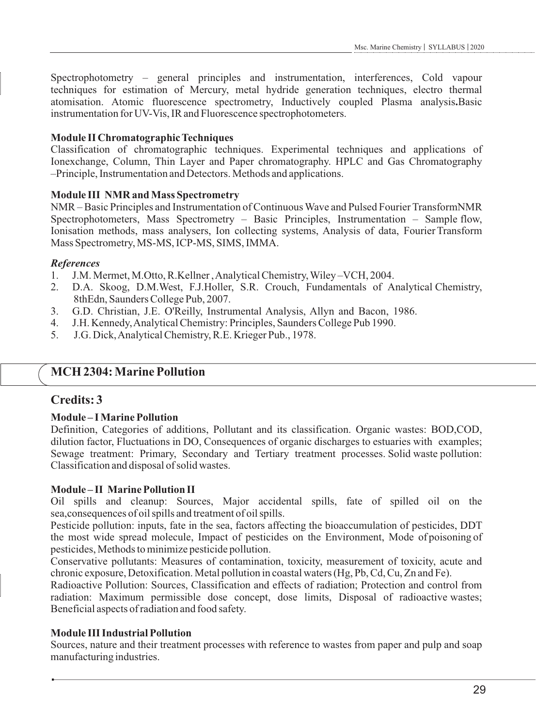Spectrophotometry – general principles and instrumentation, interferences, Cold vapour techniques for estimation of Mercury, metal hydride generation techniques, electro thermal atomisation. Atomic fluorescence spectrometry, Inductively coupled Plasma analysis. Basic instrumentation for UV-Vis, IR and Fluorescence spectrophotometers.

**Module II Chromatographic Techniques**

Classification of chromatographic techniques. Experimental techniques and applications of Ionexchange, Column, Thin Layer and Paper chromatography. HPLC and Gas Chromatography –Principle, Instrumentation and Detectors. Methods and applications.

**Module III NMR and Mass Spectrometry**

NMR – Basic Principles and Instrumentation of Continuous Wave and Pulsed Fourier TransformNMR Spectrophotometers, Mass Spectrometry – Basic Principles, Instrumentation – Sample flow, Ionisation methods, mass analysers, Ion collecting systems, Analysis of data, Fourier Transform Mass Spectrometry, MS-MS, ICP-MS, SIMS, IMMA.

***References***

1. J.M. Mermet, M.Otto, R.Kellner , Analytical Chemistry, Wiley –VCH, 2004.
2. D.A. Skoog, D.M.West, F.J.Holler, S.R. Crouch, Fundamentals of Analytical Chemistry, 8thEdn, Saunders College Pub, 2007.
3. G.D. Christian, J.E. O'Reilly, Instrumental Analysis, Allyn and Bacon, 1986.
4. J.H. Kennedy, Analytical Chemistry: Principles, Saunders College Pub 1990.
5. J.G. Dick, Analytical Chemistry, R.E. Krieger Pub., 1978.

## MCH 2304: Marine Pollution

### Credits: 3

**Module – I Marine Pollution**

Definition, Categories of additions, Pollutant and its classification. Organic wastes: BOD,COD, dilution factor, Fluctuations in DO, Consequences of organic discharges to estuaries with examples; Sewage treatment: Primary, Secondary and Tertiary treatment processes. Solid waste pollution: Classification and disposal of solid wastes.

**Module – II Marine Pollution II**

Oil spills and cleanup: Sources, Major accidental spills, fate of spilled oil on the sea,consequences of oil spills and treatment of oil spills.

Pesticide pollution: inputs, fate in the sea, factors affecting the bioaccumulation of pesticides, DDT the most wide spread molecule, Impact of pesticides on the Environment, Mode of poisoning of pesticides, Methods to minimize pesticide pollution.

Conservative pollutants: Measures of contamination, toxicity, measurement of toxicity, acute and chronic exposure, Detoxification. Metal pollution in coastal waters (Hg, Pb, Cd, Cu, Zn and Fe).

Radioactive Pollution: Sources, Classification and effects of radiation; Protection and control from radiation: Maximum permissible dose concept, dose limits, Disposal of radioactive wastes; Beneficial aspects of radiation and food safety.

**Module III Industrial Pollution**

Sources, nature and their treatment processes with reference to wastes from paper and pulp and soap manufacturing industries.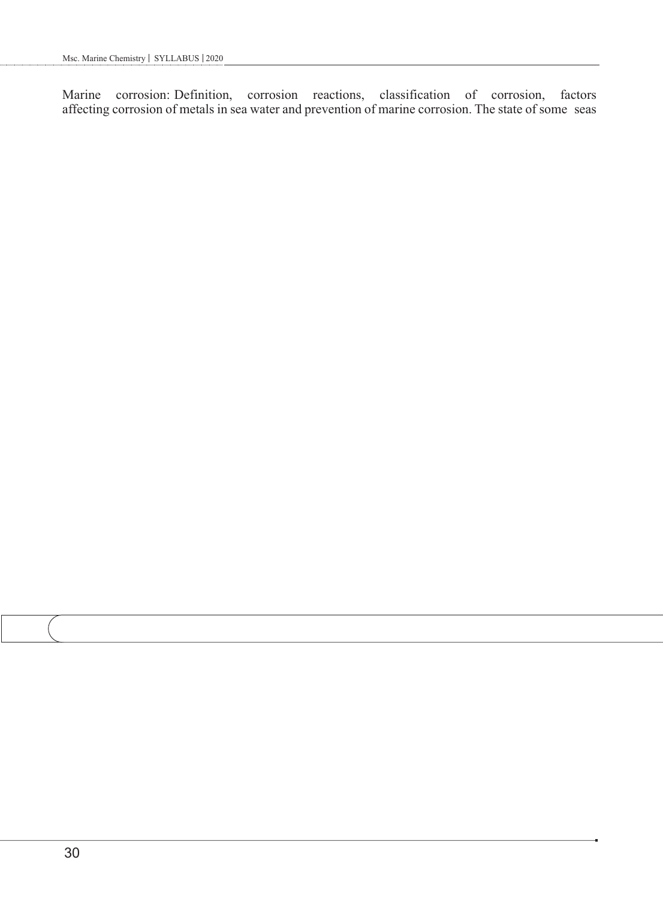Marine corrosion: Definition, corrosion reactions, classification of corrosion, factors affecting corrosion of metals in sea water and prevention of marine corrosion. The state of some seas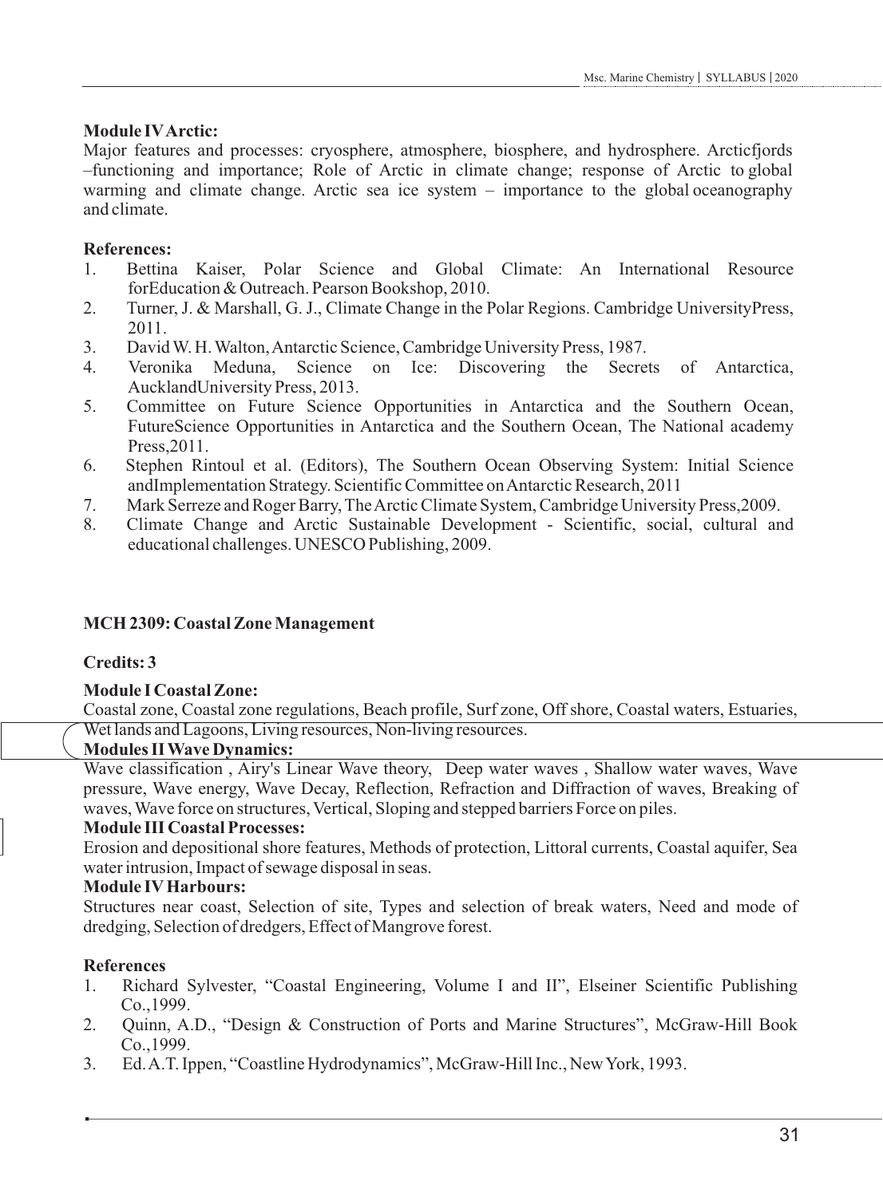**Module IV Arctic:**
Major features and processes: cryosphere, atmosphere, biosphere, and hydrosphere. Arcticfjords –functioning and importance; Role of Arctic in climate change; response of Arctic to global warming and climate change. Arctic sea ice system – importance to the global oceanography and climate.

**References:**

1. Bettina Kaiser, Polar Science and Global Climate: An International Resource forEducation & Outreach. Pearson Bookshop, 2010.
2. Turner, J. & Marshall, G. J., Climate Change in the Polar Regions. Cambridge UniversityPress, 2011.
3. David W. H. Walton, Antarctic Science, Cambridge University Press, 1987.
4. Veronika Meduna, Science on Ice: Discovering the Secrets of Antarctica, AucklandUniversity Press, 2013.
5. Committee on Future Science Opportunities in Antarctica and the Southern Ocean, FutureScience Opportunities in Antarctica and the Southern Ocean, The National academy Press,2011.
6. Stephen Rintoul et al. (Editors), The Southern Ocean Observing System: Initial Science andImplementation Strategy. Scientific Committee on Antarctic Research, 2011
7. Mark Serreze and Roger Barry, The Arctic Climate System, Cambridge University Press,2009.
8. Climate Change and Arctic Sustainable Development - Scientific, social, cultural and educational challenges. UNESCO Publishing, 2009.

**MCH 2309: Coastal Zone Management**

**Credits: 3**

**Module I Coastal Zone:**
Coastal zone, Coastal zone regulations, Beach profile, Surf zone, Off shore, Coastal waters, Estuaries, Wet lands and Lagoons, Living resources, Non-living resources.

**Modules II Wave Dynamics:**
Wave classification , Airy's Linear Wave theory, Deep water waves , Shallow water waves, Wave pressure, Wave energy, Wave Decay, Reflection, Refraction and Diffraction of waves, Breaking of waves, Wave force on structures, Vertical, Sloping and stepped barriers Force on piles.

**Module III Coastal Processes:**
Erosion and depositional shore features, Methods of protection, Littoral currents, Coastal aquifer, Sea water intrusion, Impact of sewage disposal in seas.

**Module IV Harbours:**
Structures near coast, Selection of site, Types and selection of break waters, Need and mode of dredging, Selection of dredgers, Effect of Mangrove forest.

**References**

1. Richard Sylvester, "Coastal Engineering, Volume I and II", Elseiner Scientific Publishing Co.,1999.
2. Quinn, A.D., "Design & Construction of Ports and Marine Structures", McGraw-Hill Book Co.,1999.
3. Ed. A.T. Ippen, "Coastline Hydrodynamics", McGraw-Hill Inc., New York, 1993.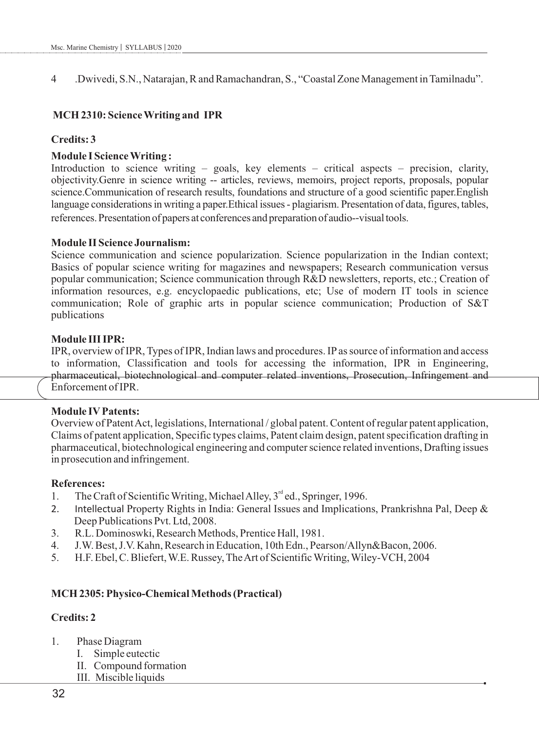4 .Dwivedi, S.N., Natarajan, R and Ramachandran, S., "Coastal Zone Management in Tamilnadu".

## MCH 2310: Science Writing and IPR

**Credits: 3**

**Module I Science Writing :**

Introduction to science writing – goals, key elements – critical aspects – precision, clarity, objectivity.Genre in science writing -- articles, reviews, memoirs, project reports, proposals, popular science.Communication of research results, foundations and structure of a good scientific paper.English language considerations in writing a paper.Ethical issues - plagiarism. Presentation of data, figures, tables, references. Presentation of papers at conferences and preparation of audio--visual tools.

**Module II Science Journalism:**

Science communication and science popularization. Science popularization in the Indian context; Basics of popular science writing for magazines and newspapers; Research communication versus popular communication; Science communication through R&D newsletters, reports, etc.; Creation of information resources, e.g. encyclopaedic publications, etc; Use of modern IT tools in science communication; Role of graphic arts in popular science communication; Production of S&T publications

**Module III IPR:**

IPR, overview of IPR, Types of IPR, Indian laws and procedures. IP as source of information and access to information, Classification and tools for accessing the information, IPR in Engineering, pharmaceutical, biotechnological and computer related inventions, Prosecution, Infringement and Enforcement of IPR.

**Module IV Patents:**

Overview of Patent Act, legislations, International / global patent. Content of regular patent application, Claims of patent application, Specific types claims, Patent claim design, patent specification drafting in pharmaceutical, biotechnological engineering and computer science related inventions, Drafting issues in prosecution and infringement.

**References:**

1. The Craft of Scientific Writing, Michael Alley, 3rd ed., Springer, 1996.
2. Intellectual Property Rights in India: General Issues and Implications, Prankrishna Pal, Deep & Deep Publications Pvt. Ltd, 2008.
3. R.L. Dominoswki, Research Methods, Prentice Hall, 1981.
4. J.W. Best, J.V. Kahn, Research in Education, 10th Edn., Pearson/Allyn&Bacon, 2006.
5. H.F. Ebel, C. Bliefert, W.E. Russey, The Art of Scientific Writing, Wiley-VCH, 2004

## MCH 2305: Physico-Chemical Methods (Practical)

**Credits: 2**

1. Phase Diagram
   - I. Simple eutectic
   - II. Compound formation
   - III. Miscible liquids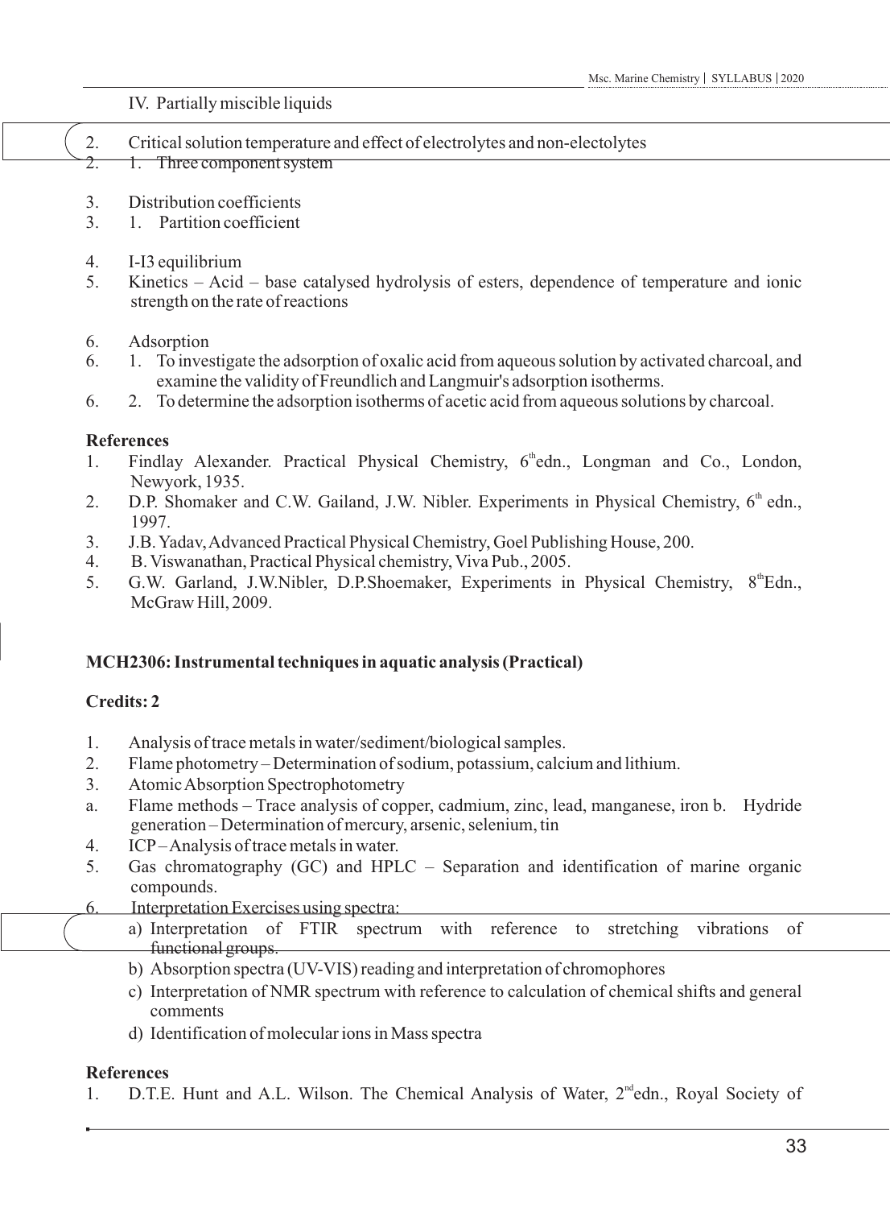IV. Partially miscible liquids

2. Critical solution temperature and effect of electrolytes and non-electolytes
2. 1. Three component system

3. Distribution coefficients
3. 1. Partition coefficient

4. I-I3 equilibrium
5. Kinetics – Acid – base catalysed hydrolysis of esters, dependence of temperature and ionic strength on the rate of reactions

6. Adsorption
6. 1. To investigate the adsorption of oxalic acid from aqueous solution by activated charcoal, and examine the validity of Freundlich and Langmuir's adsorption isotherms.
6. 2. To determine the adsorption isotherms of acetic acid from aqueous solutions by charcoal.

**References**

1. Findlay Alexander. Practical Physical Chemistry, 6th edn., Longman and Co., London, Newyork, 1935.
2. D.P. Shomaker and C.W. Gailand, J.W. Nibler. Experiments in Physical Chemistry, 6th edn., 1997.
3. J.B. Yadav, Advanced Practical Physical Chemistry, Goel Publishing House, 200.
4. B. Viswanathan, Practical Physical chemistry, Viva Pub., 2005.
5. G.W. Garland, J.W.Nibler, D.P.Shoemaker, Experiments in Physical Chemistry, 8th Edn., McGraw Hill, 2009.

**MCH2306: Instrumental techniques in aquatic analysis (Practical)**

**Credits: 2**

1. Analysis of trace metals in water/sediment/biological samples.
2. Flame photometry – Determination of sodium, potassium, calcium and lithium.
3. Atomic Absorption Spectrophotometry
a. Flame methods – Trace analysis of copper, cadmium, zinc, lead, manganese, iron b. Hydride generation – Determination of mercury, arsenic, selenium, tin
4. ICP – Analysis of trace metals in water.
5. Gas chromatography (GC) and HPLC – Separation and identification of marine organic compounds.
6. Interpretation Exercises using spectra:
   a) Interpretation of FTIR spectrum with reference to stretching vibrations of functional groups.
   b) Absorption spectra (UV-VIS) reading and interpretation of chromophores
   c) Interpretation of NMR spectrum with reference to calculation of chemical shifts and general comments
   d) Identification of molecular ions in Mass spectra

**References**

1. D.T.E. Hunt and A.L. Wilson. The Chemical Analysis of Water, 2nd edn., Royal Society of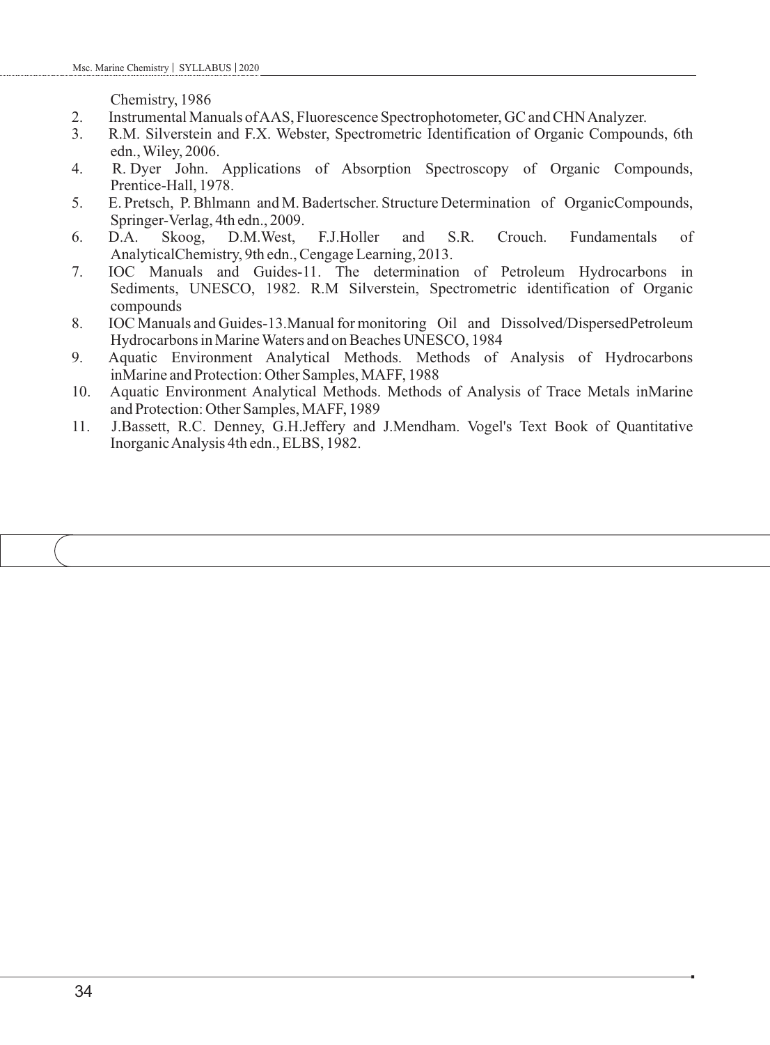Chemistry, 1986

2. Instrumental Manuals of AAS, Fluorescence Spectrophotometer, GC and CHN Analyzer.
3. R.M. Silverstein and F.X. Webster, Spectrometric Identification of Organic Compounds, 6th edn., Wiley, 2006.
4. R. Dyer John. Applications of Absorption Spectroscopy of Organic Compounds, Prentice-Hall, 1978.
5. E. Pretsch, P. Bhlmann and M. Badertscher. Structure Determination of OrganicCompounds, Springer-Verlag, 4th edn., 2009.
6. D.A. Skoog, D.M.West, F.J.Holler and S.R. Crouch. Fundamentals of AnalyticalChemistry, 9th edn., Cengage Learning, 2013.
7. IOC Manuals and Guides-11. The determination of Petroleum Hydrocarbons in Sediments, UNESCO, 1982. R.M Silverstein, Spectrometric identification of Organic compounds
8. IOC Manuals and Guides-13.Manual for monitoring Oil and Dissolved/DispersedPetroleum Hydrocarbons in Marine Waters and on Beaches UNESCO, 1984
9. Aquatic Environment Analytical Methods. Methods of Analysis of Hydrocarbons inMarine and Protection: Other Samples, MAFF, 1988
10. Aquatic Environment Analytical Methods. Methods of Analysis of Trace Metals inMarine and Protection: Other Samples, MAFF, 1989
11. J.Bassett, R.C. Denney, G.H.Jeffery and J.Mendham. Vogel's Text Book of Quantitative Inorganic Analysis 4th edn., ELBS, 1982.